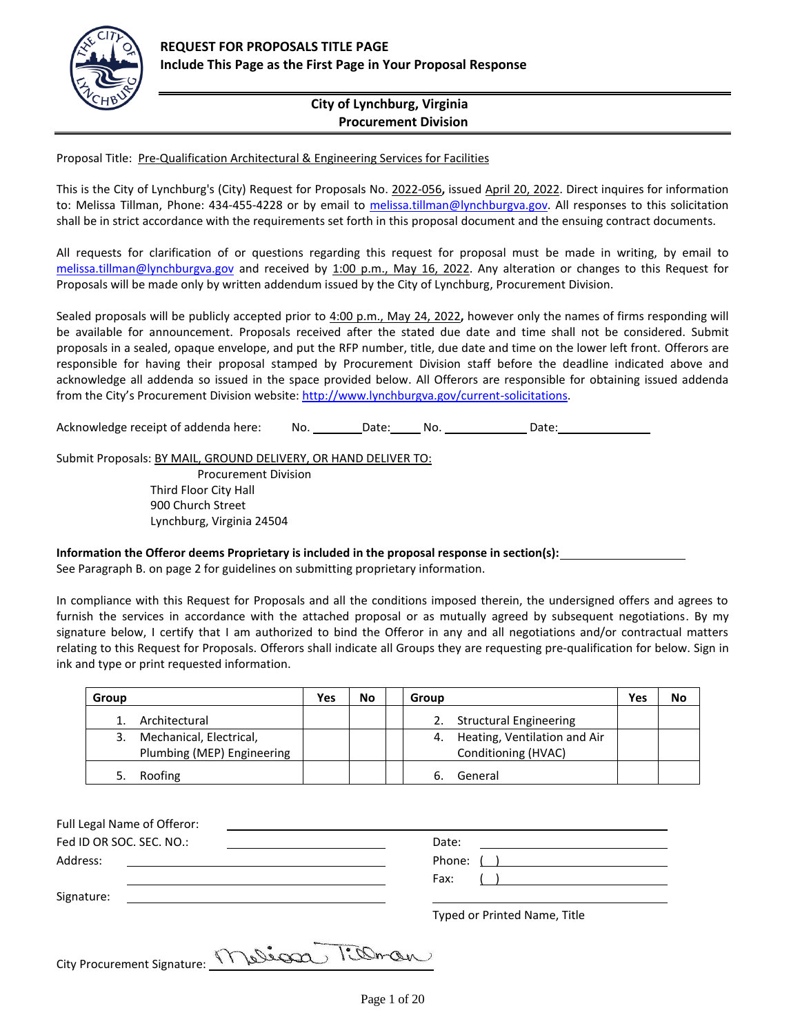# REQUEST FOR PROPOSALS TITLE PAGE
**Include This Page as the First Page in Your Proposal Response**

**City of Lynchburg, Virginia**
**Procurement Division**

Proposal Title: Pre-Qualification Architectural & Engineering Services for Facilities

This is the City of Lynchburg's (City) Request for Proposals No. 2022-056**,** issued April 20, 2022. Direct inquires for information to: Melissa Tillman, Phone: 434-455-4228 or by email to melissa.tillman@lynchburgva.gov. All responses to this solicitation shall be in strict accordance with the requirements set forth in this proposal document and the ensuing contract documents.

All requests for clarification of or questions regarding this request for proposal must be made in writing, by email to melissa.tillman@lynchburgva.gov and received by 1:00 p.m., May 16, 2022. Any alteration or changes to this Request for Proposals will be made only by written addendum issued by the City of Lynchburg, Procurement Division.

Sealed proposals will be publicly accepted prior to 4:00 p.m., May 24, 2022**,** however only the names of firms responding will be available for announcement. Proposals received after the stated due date and time shall not be considered. Submit proposals in a sealed, opaque envelope, and put the RFP number, title, due date and time on the lower left front. Offerors are responsible for having their proposal stamped by Procurement Division staff before the deadline indicated above and acknowledge all addenda so issued in the space provided below. All Offerors are responsible for obtaining issued addenda from the City's Procurement Division website: http://www.lynchburgva.gov/current-solicitations.

Acknowledge receipt of addenda here: No. ________ Date: _____ No. _____________ Date: _______________

Submit Proposals: BY MAIL, GROUND DELIVERY, OR HAND DELIVER TO:

Procurement Division
Third Floor City Hall
900 Church Street
Lynchburg, Virginia 24504

**Information the Offeror deems Proprietary is included in the proposal response in section(s):** ____________________
See Paragraph B. on page 2 for guidelines on submitting proprietary information.

In compliance with this Request for Proposals and all the conditions imposed therein, the undersigned offers and agrees to furnish the services in accordance with the attached proposal or as mutually agreed by subsequent negotiations. By my signature below, I certify that I am authorized to bind the Offeror in any and all negotiations and/or contractual matters relating to this Request for Proposals. Offerors shall indicate all Groups they are requesting pre-qualification for below. Sign in ink and type or print requested information.

| Group | Yes | No | | Group | Yes | No |
|---|---|---|---|---|---|---|
| 1. Architectural | | | | 2. Structural Engineering | | |
| 3. Mechanical, Electrical, Plumbing (MEP) Engineering | | | | 4. Heating, Ventilation and Air Conditioning (HVAC) | | |
| 5. Roofing | | | | 6. General | | |

Full Legal Name of Offeror: ______________________________

Fed ID OR SOC. SEC. NO.: ______________________  Date: ______________________

Address: ______________________________  Phone: ( ) ______________________

______________________________  Fax: ( ) ______________________

Signature: ______________________________  ______________________________
Typed or Printed Name, Title

City Procurement Signature: Melissa Tillman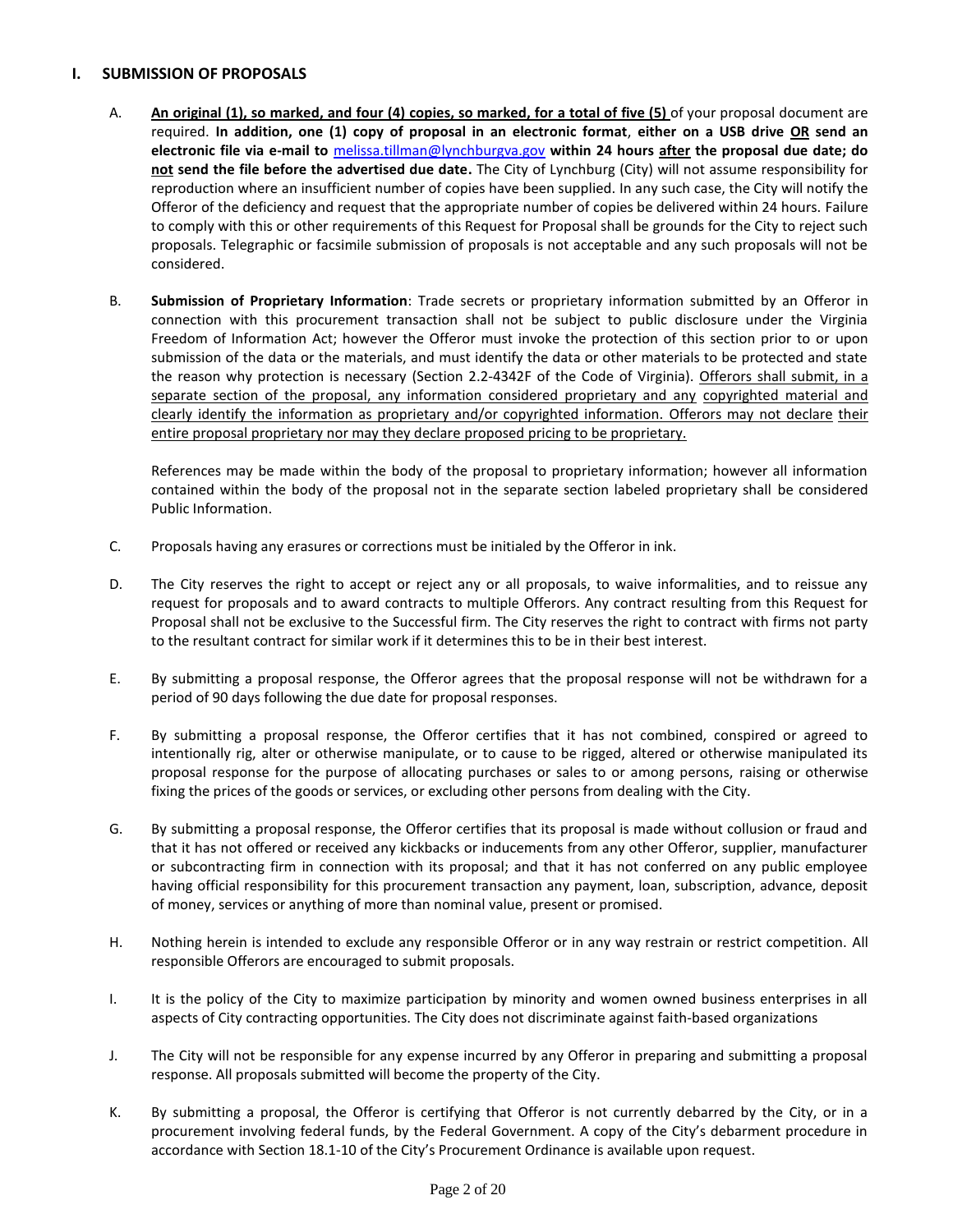## I. SUBMISSION OF PROPOSALS

A. **An original (1), so marked, and four (4) copies, so marked, for a total of five (5)** of your proposal document are required. **In addition, one (1) copy of proposal in an electronic format**, **either on a USB drive OR send an electronic file via e-mail to** melissa.tillman@lynchburgva.gov **within 24 hours after the proposal due date; do not send the file before the advertised due date.** The City of Lynchburg (City) will not assume responsibility for reproduction where an insufficient number of copies have been supplied. In any such case, the City will notify the Offeror of the deficiency and request that the appropriate number of copies be delivered within 24 hours. Failure to comply with this or other requirements of this Request for Proposal shall be grounds for the City to reject such proposals. Telegraphic or facsimile submission of proposals is not acceptable and any such proposals will not be considered.

B. **Submission of Proprietary Information**: Trade secrets or proprietary information submitted by an Offeror in connection with this procurement transaction shall not be subject to public disclosure under the Virginia Freedom of Information Act; however the Offeror must invoke the protection of this section prior to or upon submission of the data or the materials, and must identify the data or other materials to be protected and state the reason why protection is necessary (Section 2.2-4342F of the Code of Virginia). Offerors shall submit, in a separate section of the proposal, any information considered proprietary and any copyrighted material and clearly identify the information as proprietary and/or copyrighted information. Offerors may not declare their entire proposal proprietary nor may they declare proposed pricing to be proprietary.

   References may be made within the body of the proposal to proprietary information; however all information contained within the body of the proposal not in the separate section labeled proprietary shall be considered Public Information.

C. Proposals having any erasures or corrections must be initialed by the Offeror in ink.

D. The City reserves the right to accept or reject any or all proposals, to waive informalities, and to reissue any request for proposals and to award contracts to multiple Offerors. Any contract resulting from this Request for Proposal shall not be exclusive to the Successful firm. The City reserves the right to contract with firms not party to the resultant contract for similar work if it determines this to be in their best interest.

E. By submitting a proposal response, the Offeror agrees that the proposal response will not be withdrawn for a period of 90 days following the due date for proposal responses.

F. By submitting a proposal response, the Offeror certifies that it has not combined, conspired or agreed to intentionally rig, alter or otherwise manipulate, or to cause to be rigged, altered or otherwise manipulated its proposal response for the purpose of allocating purchases or sales to or among persons, raising or otherwise fixing the prices of the goods or services, or excluding other persons from dealing with the City.

G. By submitting a proposal response, the Offeror certifies that its proposal is made without collusion or fraud and that it has not offered or received any kickbacks or inducements from any other Offeror, supplier, manufacturer or subcontracting firm in connection with its proposal; and that it has not conferred on any public employee having official responsibility for this procurement transaction any payment, loan, subscription, advance, deposit of money, services or anything of more than nominal value, present or promised.

H. Nothing herein is intended to exclude any responsible Offeror or in any way restrain or restrict competition. All responsible Offerors are encouraged to submit proposals.

I. It is the policy of the City to maximize participation by minority and women owned business enterprises in all aspects of City contracting opportunities. The City does not discriminate against faith-based organizations

J. The City will not be responsible for any expense incurred by any Offeror in preparing and submitting a proposal response. All proposals submitted will become the property of the City.

K. By submitting a proposal, the Offeror is certifying that Offeror is not currently debarred by the City, or in a procurement involving federal funds, by the Federal Government. A copy of the City's debarment procedure in accordance with Section 18.1-10 of the City's Procurement Ordinance is available upon request.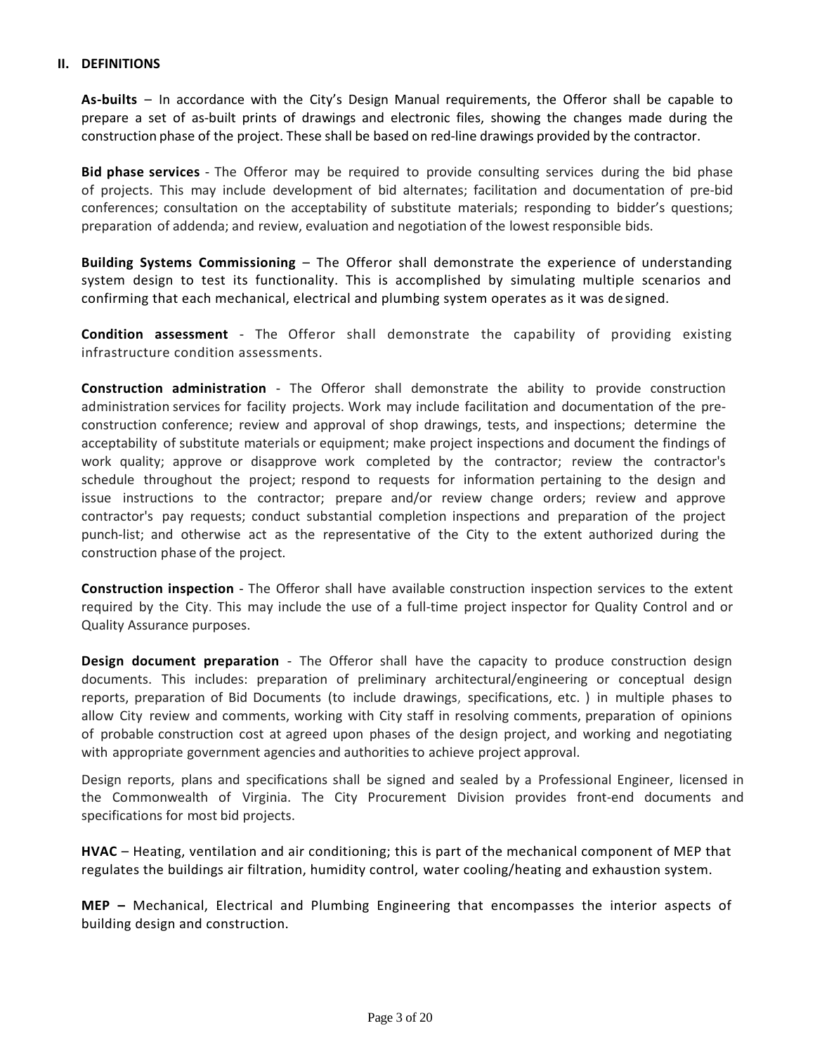## II. DEFINITIONS

**As-builts** – In accordance with the City's Design Manual requirements, the Offeror shall be capable to prepare a set of as-built prints of drawings and electronic files, showing the changes made during the construction phase of the project. These shall be based on red-line drawings provided by the contractor.

**Bid phase services** - The Offeror may be required to provide consulting services during the bid phase of projects. This may include development of bid alternates; facilitation and documentation of pre-bid conferences; consultation on the acceptability of substitute materials; responding to bidder's questions; preparation of addenda; and review, evaluation and negotiation of the lowest responsible bids.

**Building Systems Commissioning** – The Offeror shall demonstrate the experience of understanding system design to test its functionality. This is accomplished by simulating multiple scenarios and confirming that each mechanical, electrical and plumbing system operates as it was designed.

**Condition assessment** - The Offeror shall demonstrate the capability of providing existing infrastructure condition assessments.

**Construction administration** - The Offeror shall demonstrate the ability to provide construction administration services for facility projects. Work may include facilitation and documentation of the pre-construction conference; review and approval of shop drawings, tests, and inspections; determine the acceptability of substitute materials or equipment; make project inspections and document the findings of work quality; approve or disapprove work completed by the contractor; review the contractor's schedule throughout the project; respond to requests for information pertaining to the design and issue instructions to the contractor; prepare and/or review change orders; review and approve contractor's pay requests; conduct substantial completion inspections and preparation of the project punch-list; and otherwise act as the representative of the City to the extent authorized during the construction phase of the project.

**Construction inspection** - The Offeror shall have available construction inspection services to the extent required by the City. This may include the use of a full-time project inspector for Quality Control and or Quality Assurance purposes.

**Design document preparation** - The Offeror shall have the capacity to produce construction design documents. This includes: preparation of preliminary architectural/engineering or conceptual design reports, preparation of Bid Documents (to include drawings, specifications, etc. ) in multiple phases to allow City review and comments, working with City staff in resolving comments, preparation of opinions of probable construction cost at agreed upon phases of the design project, and working and negotiating with appropriate government agencies and authorities to achieve project approval.

Design reports, plans and specifications shall be signed and sealed by a Professional Engineer, licensed in the Commonwealth of Virginia. The City Procurement Division provides front-end documents and specifications for most bid projects.

**HVAC** – Heating, ventilation and air conditioning; this is part of the mechanical component of MEP that regulates the buildings air filtration, humidity control, water cooling/heating and exhaustion system.

**MEP –** Mechanical, Electrical and Plumbing Engineering that encompasses the interior aspects of building design and construction.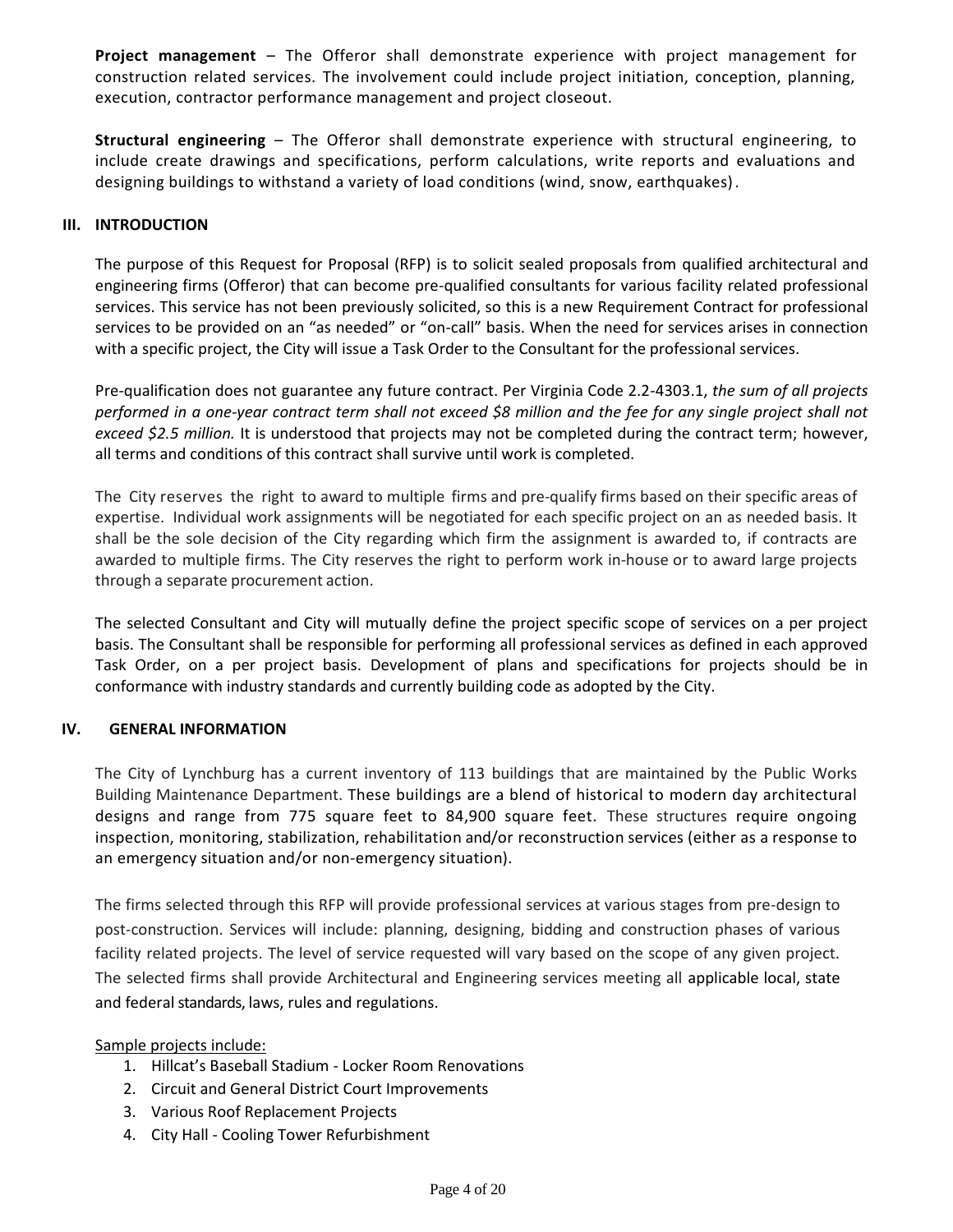**Project management** – The Offeror shall demonstrate experience with project management for construction related services. The involvement could include project initiation, conception, planning, execution, contractor performance management and project closeout.

**Structural engineering** – The Offeror shall demonstrate experience with structural engineering, to include create drawings and specifications, perform calculations, write reports and evaluations and designing buildings to withstand a variety of load conditions (wind, snow, earthquakes).

## III. INTRODUCTION

The purpose of this Request for Proposal (RFP) is to solicit sealed proposals from qualified architectural and engineering firms (Offeror) that can become pre-qualified consultants for various facility related professional services. This service has not been previously solicited, so this is a new Requirement Contract for professional services to be provided on an "as needed" or "on-call" basis. When the need for services arises in connection with a specific project, the City will issue a Task Order to the Consultant for the professional services.

Pre-qualification does not guarantee any future contract. Per Virginia Code 2.2-4303.1, *the sum of all projects performed in a one-year contract term shall not exceed $8 million and the fee for any single project shall not exceed $2.5 million.* It is understood that projects may not be completed during the contract term; however, all terms and conditions of this contract shall survive until work is completed.

The City reserves the right to award to multiple firms and pre-qualify firms based on their specific areas of expertise. Individual work assignments will be negotiated for each specific project on an as needed basis. It shall be the sole decision of the City regarding which firm the assignment is awarded to, if contracts are awarded to multiple firms. The City reserves the right to perform work in-house or to award large projects through a separate procurement action.

The selected Consultant and City will mutually define the project specific scope of services on a per project basis. The Consultant shall be responsible for performing all professional services as defined in each approved Task Order, on a per project basis. Development of plans and specifications for projects should be in conformance with industry standards and currently building code as adopted by the City.

## IV. GENERAL INFORMATION

The City of Lynchburg has a current inventory of 113 buildings that are maintained by the Public Works Building Maintenance Department. These buildings are a blend of historical to modern day architectural designs and range from 775 square feet to 84,900 square feet. These structures require ongoing inspection, monitoring, stabilization, rehabilitation and/or reconstruction services (either as a response to an emergency situation and/or non-emergency situation).

The firms selected through this RFP will provide professional services at various stages from pre-design to post-construction. Services will include: planning, designing, bidding and construction phases of various facility related projects. The level of service requested will vary based on the scope of any given project. The selected firms shall provide Architectural and Engineering services meeting all applicable local, state and federal standards, laws, rules and regulations.

Sample projects include:

1. Hillcat's Baseball Stadium - Locker Room Renovations
2. Circuit and General District Court Improvements
3. Various Roof Replacement Projects
4. City Hall - Cooling Tower Refurbishment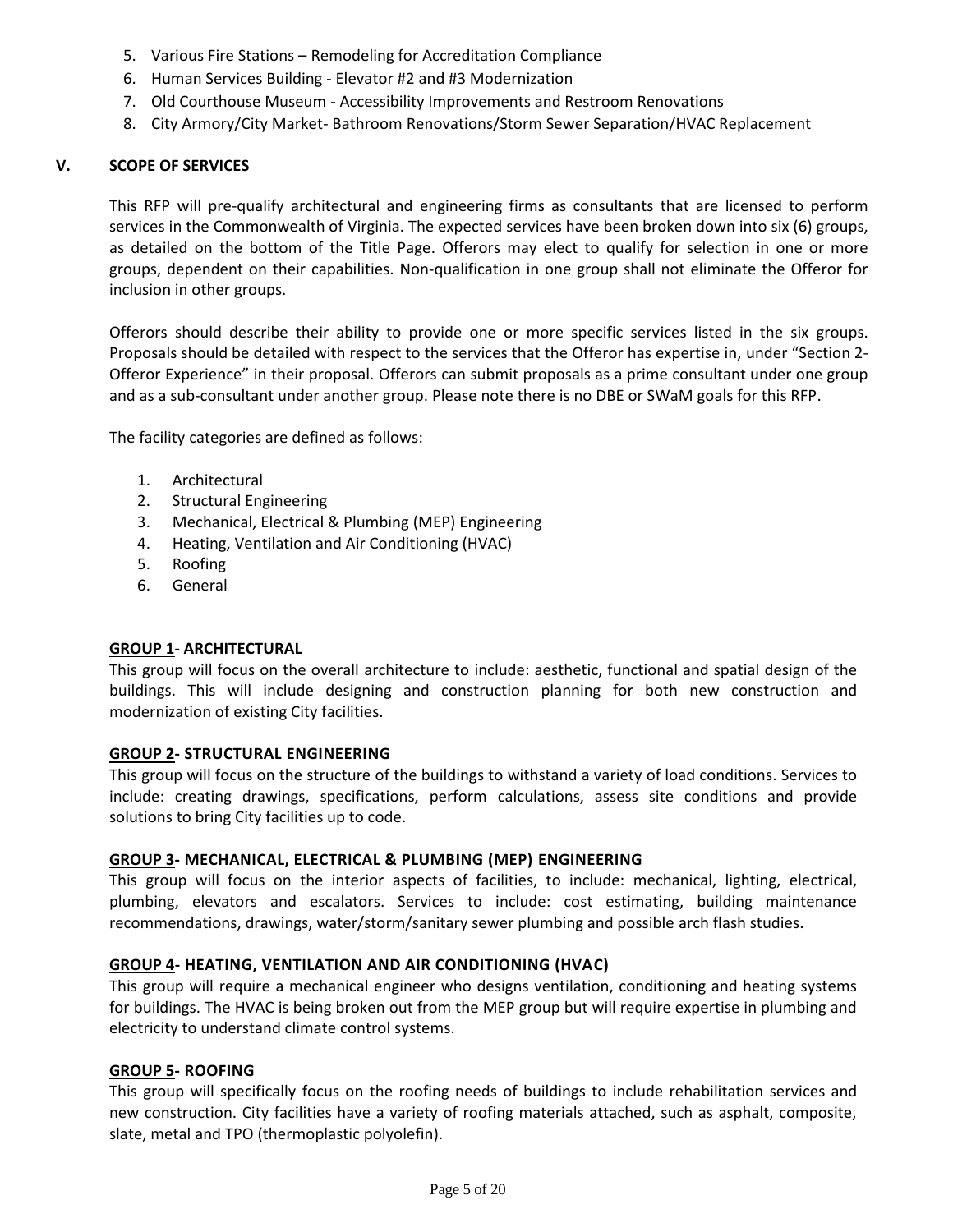5. Various Fire Stations – Remodeling for Accreditation Compliance
6. Human Services Building - Elevator #2 and #3 Modernization
7. Old Courthouse Museum - Accessibility Improvements and Restroom Renovations
8. City Armory/City Market- Bathroom Renovations/Storm Sewer Separation/HVAC Replacement

## V. SCOPE OF SERVICES

This RFP will pre-qualify architectural and engineering firms as consultants that are licensed to perform services in the Commonwealth of Virginia. The expected services have been broken down into six (6) groups, as detailed on the bottom of the Title Page. Offerors may elect to qualify for selection in one or more groups, dependent on their capabilities. Non-qualification in one group shall not eliminate the Offeror for inclusion in other groups.

Offerors should describe their ability to provide one or more specific services listed in the six groups. Proposals should be detailed with respect to the services that the Offeror has expertise in, under "Section 2-Offeror Experience" in their proposal. Offerors can submit proposals as a prime consultant under one group and as a sub-consultant under another group. Please note there is no DBE or SWaM goals for this RFP.

The facility categories are defined as follows:

1. Architectural
2. Structural Engineering
3. Mechanical, Electrical & Plumbing (MEP) Engineering
4. Heating, Ventilation and Air Conditioning (HVAC)
5. Roofing
6. General

**<u>GROUP 1</u>- ARCHITECTURAL**
This group will focus on the overall architecture to include: aesthetic, functional and spatial design of the buildings. This will include designing and construction planning for both new construction and modernization of existing City facilities.

**<u>GROUP 2</u>- STRUCTURAL ENGINEERING**
This group will focus on the structure of the buildings to withstand a variety of load conditions. Services to include: creating drawings, specifications, perform calculations, assess site conditions and provide solutions to bring City facilities up to code.

**<u>GROUP 3</u>- MECHANICAL, ELECTRICAL & PLUMBING (MEP) ENGINEERING**
This group will focus on the interior aspects of facilities, to include: mechanical, lighting, electrical, plumbing, elevators and escalators. Services to include: cost estimating, building maintenance recommendations, drawings, water/storm/sanitary sewer plumbing and possible arch flash studies.

**<u>GROUP 4</u>- HEATING, VENTILATION AND AIR CONDITIONING (HVAC)**
This group will require a mechanical engineer who designs ventilation, conditioning and heating systems for buildings. The HVAC is being broken out from the MEP group but will require expertise in plumbing and electricity to understand climate control systems.

**<u>GROUP 5</u>- ROOFING**
This group will specifically focus on the roofing needs of buildings to include rehabilitation services and new construction. City facilities have a variety of roofing materials attached, such as asphalt, composite, slate, metal and TPO (thermoplastic polyolefin).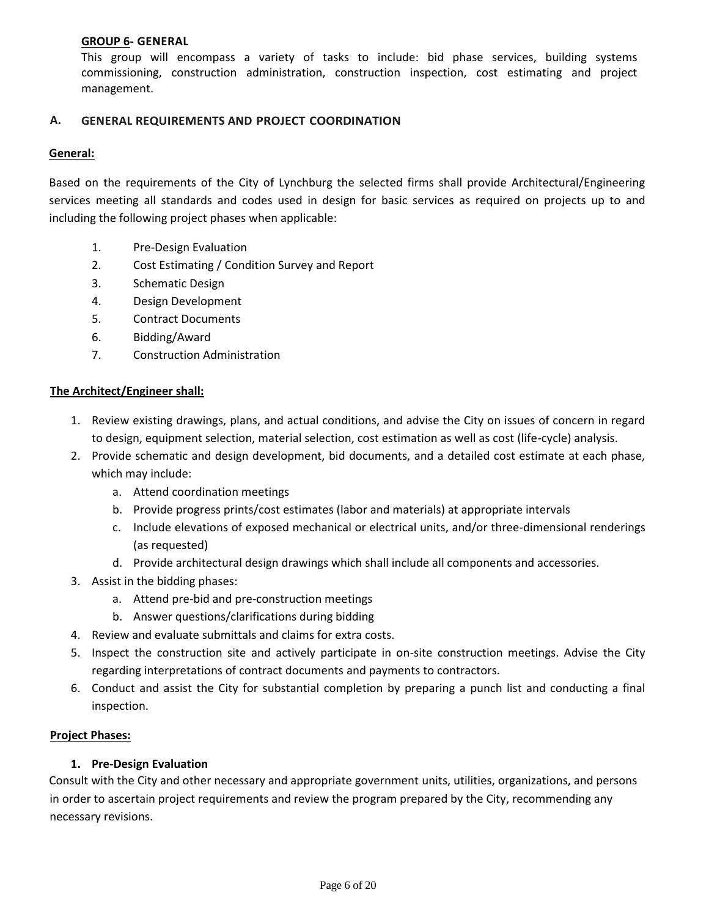**GROUP 6- GENERAL**

This group will encompass a variety of tasks to include: bid phase services, building systems commissioning, construction administration, construction inspection, cost estimating and project management.

## A. GENERAL REQUIREMENTS AND PROJECT COORDINATION

**General:**

Based on the requirements of the City of Lynchburg the selected firms shall provide Architectural/Engineering services meeting all standards and codes used in design for basic services as required on projects up to and including the following project phases when applicable:

1. Pre-Design Evaluation
2. Cost Estimating / Condition Survey and Report
3. Schematic Design
4. Design Development
5. Contract Documents
6. Bidding/Award
7. Construction Administration

**The Architect/Engineer shall:**

1. Review existing drawings, plans, and actual conditions, and advise the City on issues of concern in regard to design, equipment selection, material selection, cost estimation as well as cost (life-cycle) analysis.
2. Provide schematic and design development, bid documents, and a detailed cost estimate at each phase, which may include:
   a. Attend coordination meetings
   b. Provide progress prints/cost estimates (labor and materials) at appropriate intervals
   c. Include elevations of exposed mechanical or electrical units, and/or three-dimensional renderings (as requested)
   d. Provide architectural design drawings which shall include all components and accessories.
3. Assist in the bidding phases:
   a. Attend pre-bid and pre-construction meetings
   b. Answer questions/clarifications during bidding
4. Review and evaluate submittals and claims for extra costs.
5. Inspect the construction site and actively participate in on-site construction meetings. Advise the City regarding interpretations of contract documents and payments to contractors.
6. Conduct and assist the City for substantial completion by preparing a punch list and conducting a final inspection.

**Project Phases:**

**1. Pre-Design Evaluation**

Consult with the City and other necessary and appropriate government units, utilities, organizations, and persons in order to ascertain project requirements and review the program prepared by the City, recommending any necessary revisions.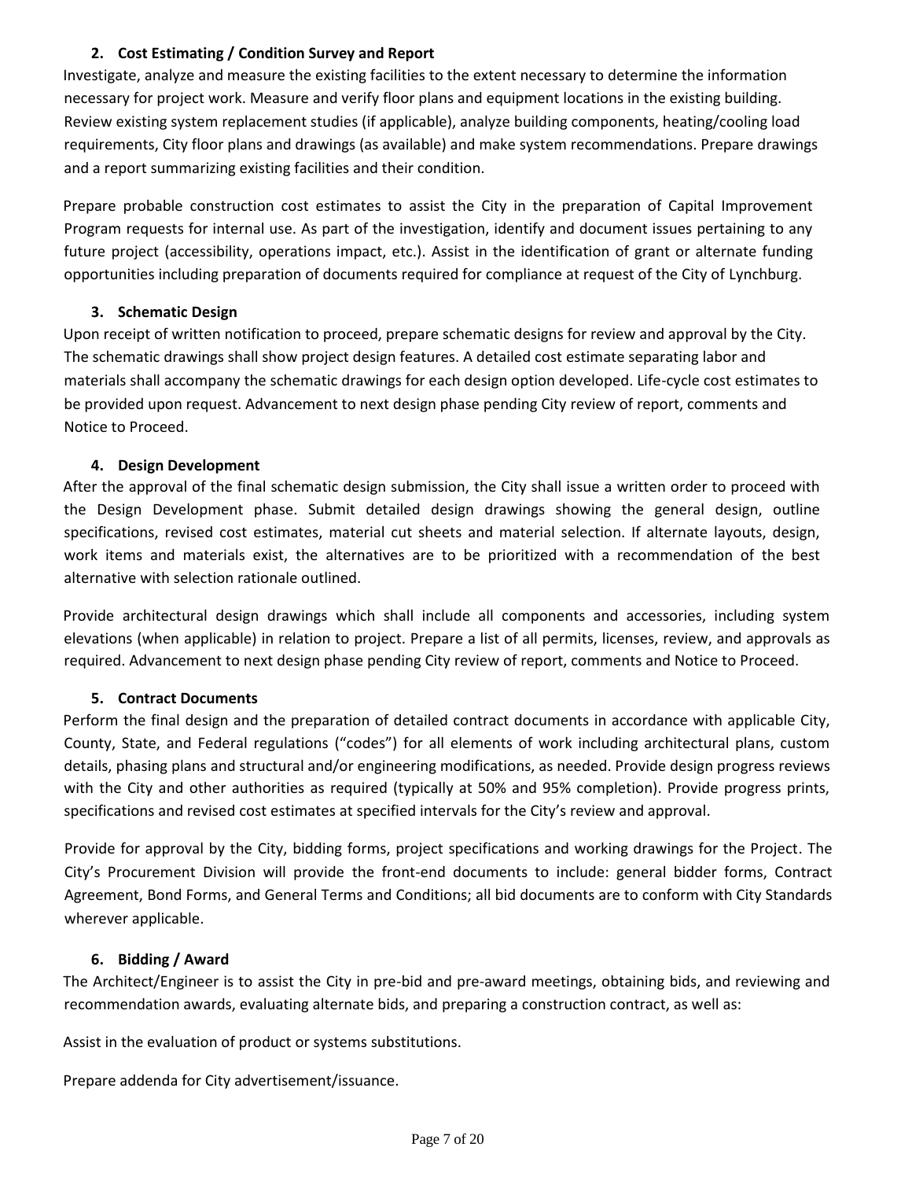**2. Cost Estimating / Condition Survey and Report**

Investigate, analyze and measure the existing facilities to the extent necessary to determine the information necessary for project work. Measure and verify floor plans and equipment locations in the existing building. Review existing system replacement studies (if applicable), analyze building components, heating/cooling load requirements, City floor plans and drawings (as available) and make system recommendations. Prepare drawings and a report summarizing existing facilities and their condition.

Prepare probable construction cost estimates to assist the City in the preparation of Capital Improvement Program requests for internal use. As part of the investigation, identify and document issues pertaining to any future project (accessibility, operations impact, etc.). Assist in the identification of grant or alternate funding opportunities including preparation of documents required for compliance at request of the City of Lynchburg.

**3. Schematic Design**

Upon receipt of written notification to proceed, prepare schematic designs for review and approval by the City. The schematic drawings shall show project design features. A detailed cost estimate separating labor and materials shall accompany the schematic drawings for each design option developed. Life-cycle cost estimates to be provided upon request. Advancement to next design phase pending City review of report, comments and Notice to Proceed.

**4. Design Development**

After the approval of the final schematic design submission, the City shall issue a written order to proceed with the Design Development phase. Submit detailed design drawings showing the general design, outline specifications, revised cost estimates, material cut sheets and material selection. If alternate layouts, design, work items and materials exist, the alternatives are to be prioritized with a recommendation of the best alternative with selection rationale outlined.

Provide architectural design drawings which shall include all components and accessories, including system elevations (when applicable) in relation to project. Prepare a list of all permits, licenses, review, and approvals as required. Advancement to next design phase pending City review of report, comments and Notice to Proceed.

**5. Contract Documents**

Perform the final design and the preparation of detailed contract documents in accordance with applicable City, County, State, and Federal regulations ("codes") for all elements of work including architectural plans, custom details, phasing plans and structural and/or engineering modifications, as needed. Provide design progress reviews with the City and other authorities as required (typically at 50% and 95% completion). Provide progress prints, specifications and revised cost estimates at specified intervals for the City's review and approval.

Provide for approval by the City, bidding forms, project specifications and working drawings for the Project. The City's Procurement Division will provide the front-end documents to include: general bidder forms, Contract Agreement, Bond Forms, and General Terms and Conditions; all bid documents are to conform with City Standards wherever applicable.

**6. Bidding / Award**

The Architect/Engineer is to assist the City in pre-bid and pre-award meetings, obtaining bids, and reviewing and recommendation awards, evaluating alternate bids, and preparing a construction contract, as well as:

Assist in the evaluation of product or systems substitutions.

Prepare addenda for City advertisement/issuance.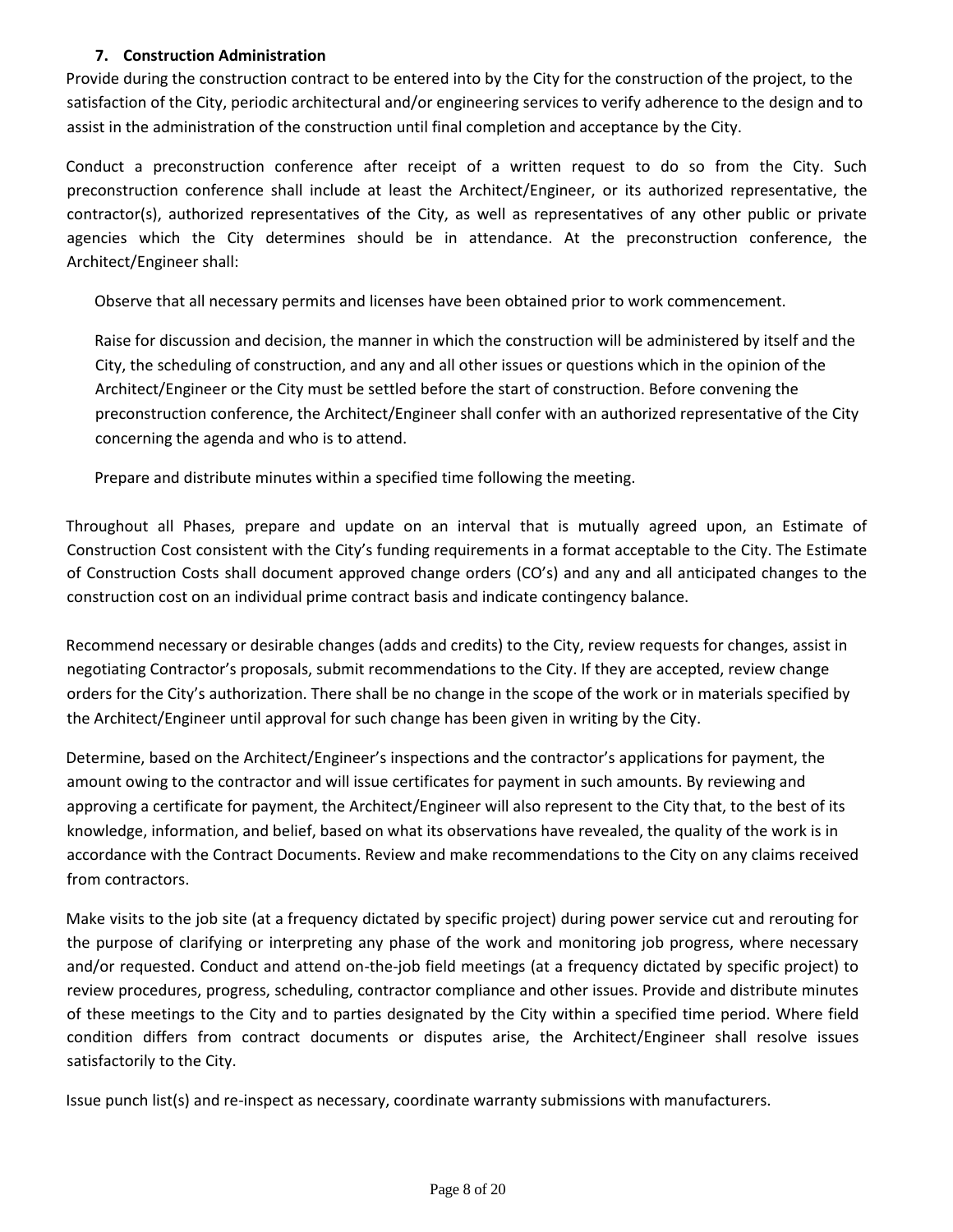### 7. Construction Administration

Provide during the construction contract to be entered into by the City for the construction of the project, to the satisfaction of the City, periodic architectural and/or engineering services to verify adherence to the design and to assist in the administration of the construction until final completion and acceptance by the City.

Conduct a preconstruction conference after receipt of a written request to do so from the City. Such preconstruction conference shall include at least the Architect/Engineer, or its authorized representative, the contractor(s), authorized representatives of the City, as well as representatives of any other public or private agencies which the City determines should be in attendance. At the preconstruction conference, the Architect/Engineer shall:

Observe that all necessary permits and licenses have been obtained prior to work commencement.

Raise for discussion and decision, the manner in which the construction will be administered by itself and the City, the scheduling of construction, and any and all other issues or questions which in the opinion of the Architect/Engineer or the City must be settled before the start of construction. Before convening the preconstruction conference, the Architect/Engineer shall confer with an authorized representative of the City concerning the agenda and who is to attend.

Prepare and distribute minutes within a specified time following the meeting.

Throughout all Phases, prepare and update on an interval that is mutually agreed upon, an Estimate of Construction Cost consistent with the City's funding requirements in a format acceptable to the City. The Estimate of Construction Costs shall document approved change orders (CO's) and any and all anticipated changes to the construction cost on an individual prime contract basis and indicate contingency balance.

Recommend necessary or desirable changes (adds and credits) to the City, review requests for changes, assist in negotiating Contractor's proposals, submit recommendations to the City. If they are accepted, review change orders for the City's authorization. There shall be no change in the scope of the work or in materials specified by the Architect/Engineer until approval for such change has been given in writing by the City.

Determine, based on the Architect/Engineer's inspections and the contractor's applications for payment, the amount owing to the contractor and will issue certificates for payment in such amounts. By reviewing and approving a certificate for payment, the Architect/Engineer will also represent to the City that, to the best of its knowledge, information, and belief, based on what its observations have revealed, the quality of the work is in accordance with the Contract Documents. Review and make recommendations to the City on any claims received from contractors.

Make visits to the job site (at a frequency dictated by specific project) during power service cut and rerouting for the purpose of clarifying or interpreting any phase of the work and monitoring job progress, where necessary and/or requested. Conduct and attend on-the-job field meetings (at a frequency dictated by specific project) to review procedures, progress, scheduling, contractor compliance and other issues. Provide and distribute minutes of these meetings to the City and to parties designated by the City within a specified time period. Where field condition differs from contract documents or disputes arise, the Architect/Engineer shall resolve issues satisfactorily to the City.

Issue punch list(s) and re-inspect as necessary, coordinate warranty submissions with manufacturers.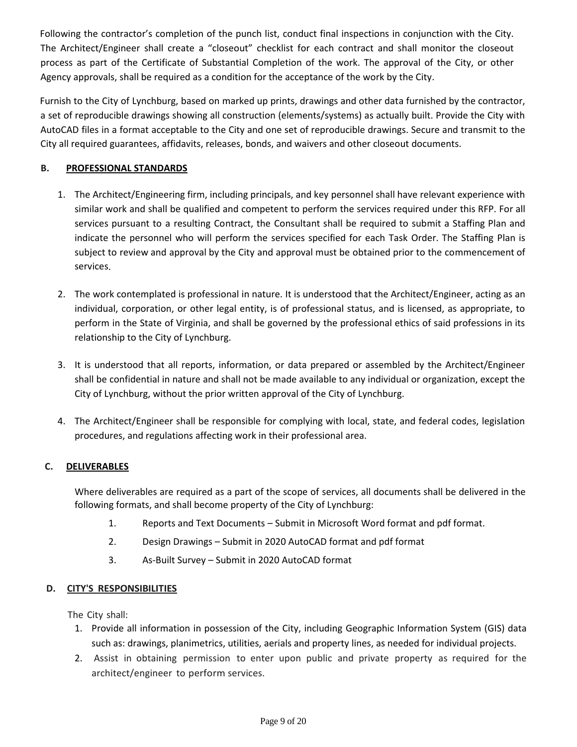Following the contractor's completion of the punch list, conduct final inspections in conjunction with the City. The Architect/Engineer shall create a "closeout" checklist for each contract and shall monitor the closeout process as part of the Certificate of Substantial Completion of the work. The approval of the City, or other Agency approvals, shall be required as a condition for the acceptance of the work by the City.

Furnish to the City of Lynchburg, based on marked up prints, drawings and other data furnished by the contractor, a set of reproducible drawings showing all construction (elements/systems) as actually built. Provide the City with AutoCAD files in a format acceptable to the City and one set of reproducible drawings. Secure and transmit to the City all required guarantees, affidavits, releases, bonds, and waivers and other closeout documents.

## B. PROFESSIONAL STANDARDS

1. The Architect/Engineering firm, including principals, and key personnel shall have relevant experience with similar work and shall be qualified and competent to perform the services required under this RFP. For all services pursuant to a resulting Contract, the Consultant shall be required to submit a Staffing Plan and indicate the personnel who will perform the services specified for each Task Order. The Staffing Plan is subject to review and approval by the City and approval must be obtained prior to the commencement of services.

2. The work contemplated is professional in nature. It is understood that the Architect/Engineer, acting as an individual, corporation, or other legal entity, is of professional status, and is licensed, as appropriate, to perform in the State of Virginia, and shall be governed by the professional ethics of said professions in its relationship to the City of Lynchburg.

3. It is understood that all reports, information, or data prepared or assembled by the Architect/Engineer shall be confidential in nature and shall not be made available to any individual or organization, except the City of Lynchburg, without the prior written approval of the City of Lynchburg.

4. The Architect/Engineer shall be responsible for complying with local, state, and federal codes, legislation procedures, and regulations affecting work in their professional area.

## C. DELIVERABLES

Where deliverables are required as a part of the scope of services, all documents shall be delivered in the following formats, and shall become property of the City of Lynchburg:

1. Reports and Text Documents – Submit in Microsoft Word format and pdf format.
2. Design Drawings – Submit in 2020 AutoCAD format and pdf format
3. As-Built Survey – Submit in 2020 AutoCAD format

## D. CITY'S RESPONSIBILITIES

The City shall:

1. Provide all information in possession of the City, including Geographic Information System (GIS) data such as: drawings, planimetrics, utilities, aerials and property lines, as needed for individual projects.
2. Assist in obtaining permission to enter upon public and private property as required for the architect/engineer to perform services.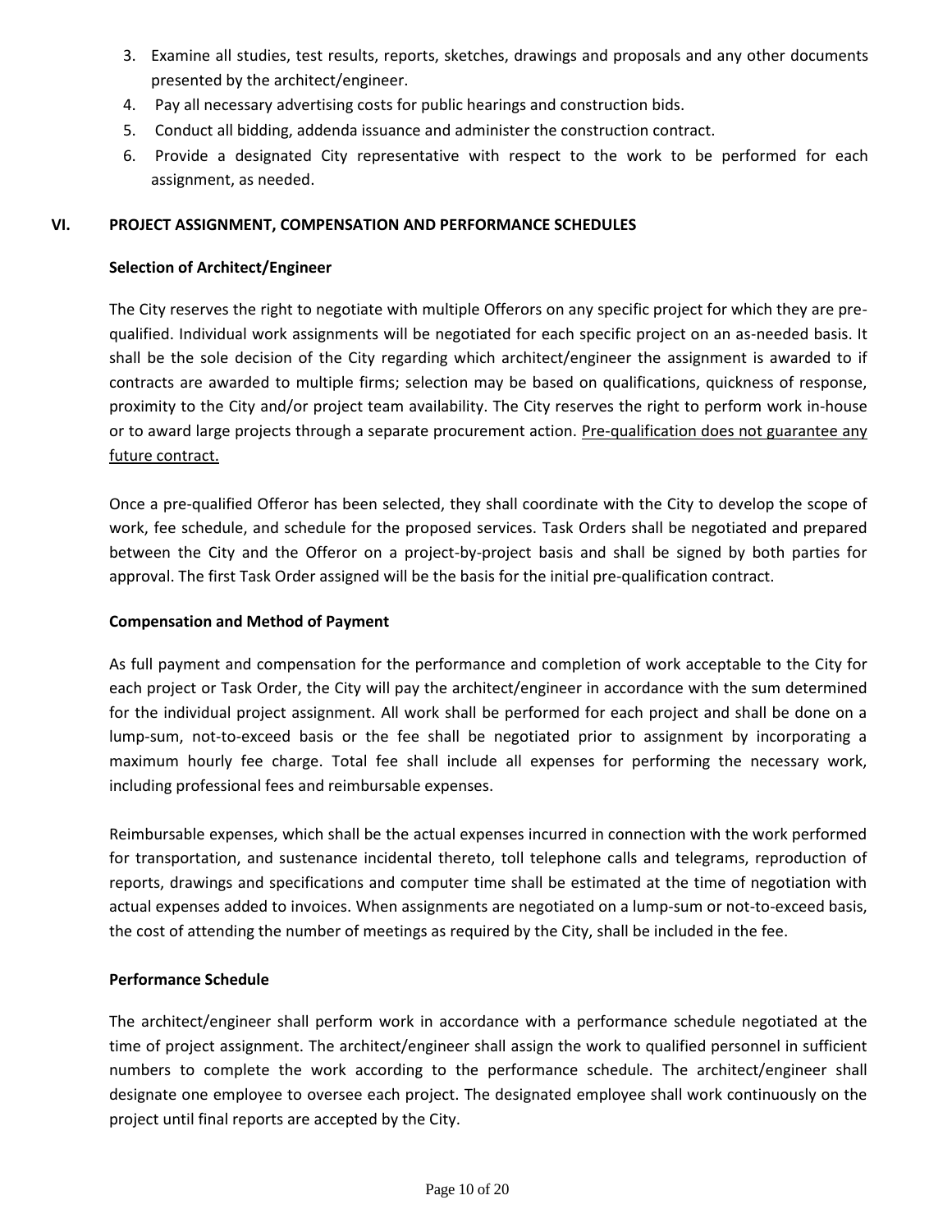3. Examine all studies, test results, reports, sketches, drawings and proposals and any other documents presented by the architect/engineer.
4. Pay all necessary advertising costs for public hearings and construction bids.
5. Conduct all bidding, addenda issuance and administer the construction contract.
6. Provide a designated City representative with respect to the work to be performed for each assignment, as needed.

## VI. PROJECT ASSIGNMENT, COMPENSATION AND PERFORMANCE SCHEDULES

### Selection of Architect/Engineer

The City reserves the right to negotiate with multiple Offerors on any specific project for which they are pre-qualified. Individual work assignments will be negotiated for each specific project on an as-needed basis. It shall be the sole decision of the City regarding which architect/engineer the assignment is awarded to if contracts are awarded to multiple firms; selection may be based on qualifications, quickness of response, proximity to the City and/or project team availability. The City reserves the right to perform work in-house or to award large projects through a separate procurement action. Pre-qualification does not guarantee any future contract.

Once a pre-qualified Offeror has been selected, they shall coordinate with the City to develop the scope of work, fee schedule, and schedule for the proposed services. Task Orders shall be negotiated and prepared between the City and the Offeror on a project-by-project basis and shall be signed by both parties for approval. The first Task Order assigned will be the basis for the initial pre-qualification contract.

### Compensation and Method of Payment

As full payment and compensation for the performance and completion of work acceptable to the City for each project or Task Order, the City will pay the architect/engineer in accordance with the sum determined for the individual project assignment. All work shall be performed for each project and shall be done on a lump-sum, not-to-exceed basis or the fee shall be negotiated prior to assignment by incorporating a maximum hourly fee charge. Total fee shall include all expenses for performing the necessary work, including professional fees and reimbursable expenses.

Reimbursable expenses, which shall be the actual expenses incurred in connection with the work performed for transportation, and sustenance incidental thereto, toll telephone calls and telegrams, reproduction of reports, drawings and specifications and computer time shall be estimated at the time of negotiation with actual expenses added to invoices. When assignments are negotiated on a lump-sum or not-to-exceed basis, the cost of attending the number of meetings as required by the City, shall be included in the fee.

### Performance Schedule

The architect/engineer shall perform work in accordance with a performance schedule negotiated at the time of project assignment. The architect/engineer shall assign the work to qualified personnel in sufficient numbers to complete the work according to the performance schedule. The architect/engineer shall designate one employee to oversee each project. The designated employee shall work continuously on the project until final reports are accepted by the City.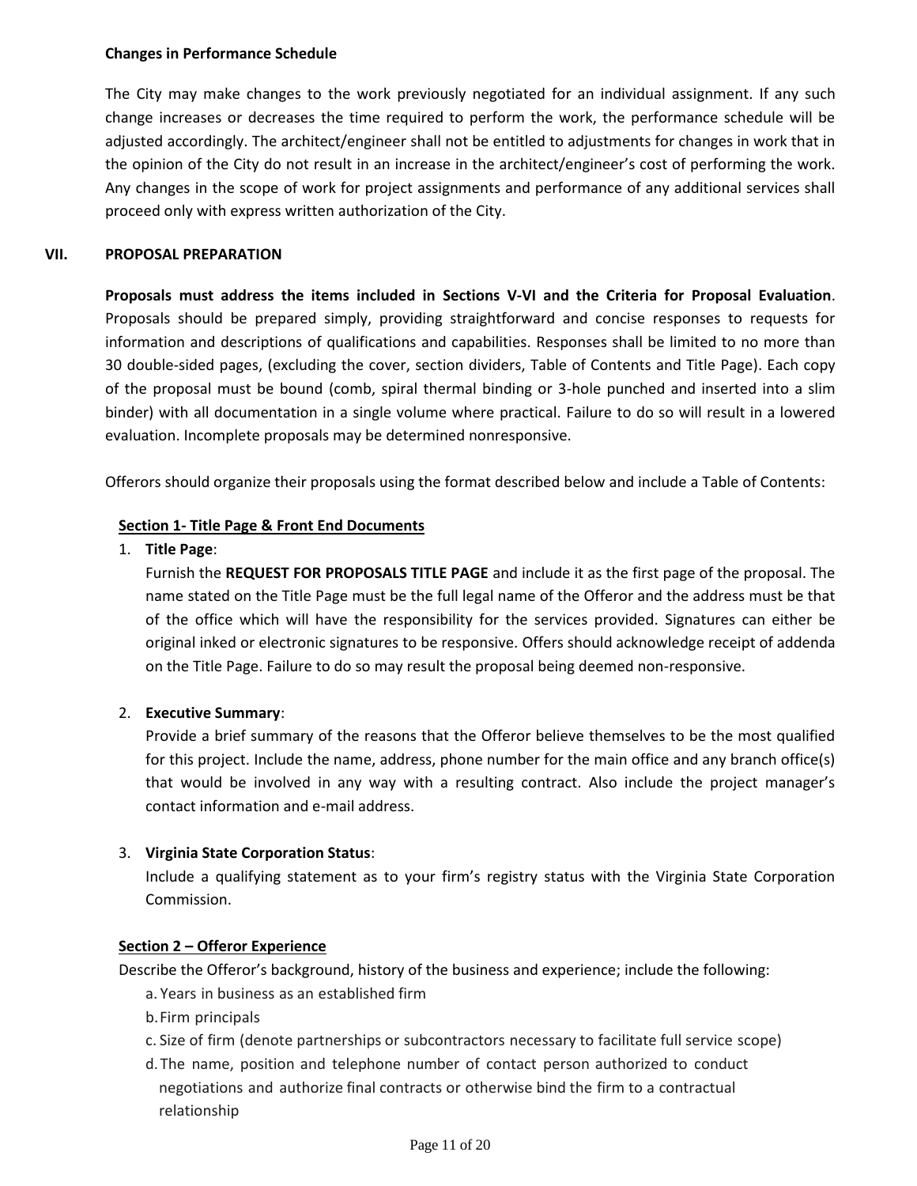**Changes in Performance Schedule**

The City may make changes to the work previously negotiated for an individual assignment. If any such change increases or decreases the time required to perform the work, the performance schedule will be adjusted accordingly. The architect/engineer shall not be entitled to adjustments for changes in work that in the opinion of the City do not result in an increase in the architect/engineer's cost of performing the work. Any changes in the scope of work for project assignments and performance of any additional services shall proceed only with express written authorization of the City.

## VII. PROPOSAL PREPARATION

**Proposals must address the items included in Sections V-VI and the Criteria for Proposal Evaluation**. Proposals should be prepared simply, providing straightforward and concise responses to requests for information and descriptions of qualifications and capabilities. Responses shall be limited to no more than 30 double-sided pages, (excluding the cover, section dividers, Table of Contents and Title Page). Each copy of the proposal must be bound (comb, spiral thermal binding or 3-hole punched and inserted into a slim binder) with all documentation in a single volume where practical. Failure to do so will result in a lowered evaluation. Incomplete proposals may be determined nonresponsive.

Offerors should organize their proposals using the format described below and include a Table of Contents:

### Section 1- Title Page & Front End Documents

1. **Title Page**:
   Furnish the **REQUEST FOR PROPOSALS TITLE PAGE** and include it as the first page of the proposal. The name stated on the Title Page must be the full legal name of the Offeror and the address must be that of the office which will have the responsibility for the services provided. Signatures can either be original inked or electronic signatures to be responsive. Offers should acknowledge receipt of addenda on the Title Page. Failure to do so may result the proposal being deemed non-responsive.

2. **Executive Summary**:
   Provide a brief summary of the reasons that the Offeror believe themselves to be the most qualified for this project. Include the name, address, phone number for the main office and any branch office(s) that would be involved in any way with a resulting contract. Also include the project manager's contact information and e-mail address.

3. **Virginia State Corporation Status**:
   Include a qualifying statement as to your firm's registry status with the Virginia State Corporation Commission.

### Section 2 – Offeror Experience

Describe the Offeror's background, history of the business and experience; include the following:

a. Years in business as an established firm
b. Firm principals
c. Size of firm (denote partnerships or subcontractors necessary to facilitate full service scope)
d. The name, position and telephone number of contact person authorized to conduct negotiations and authorize final contracts or otherwise bind the firm to a contractual relationship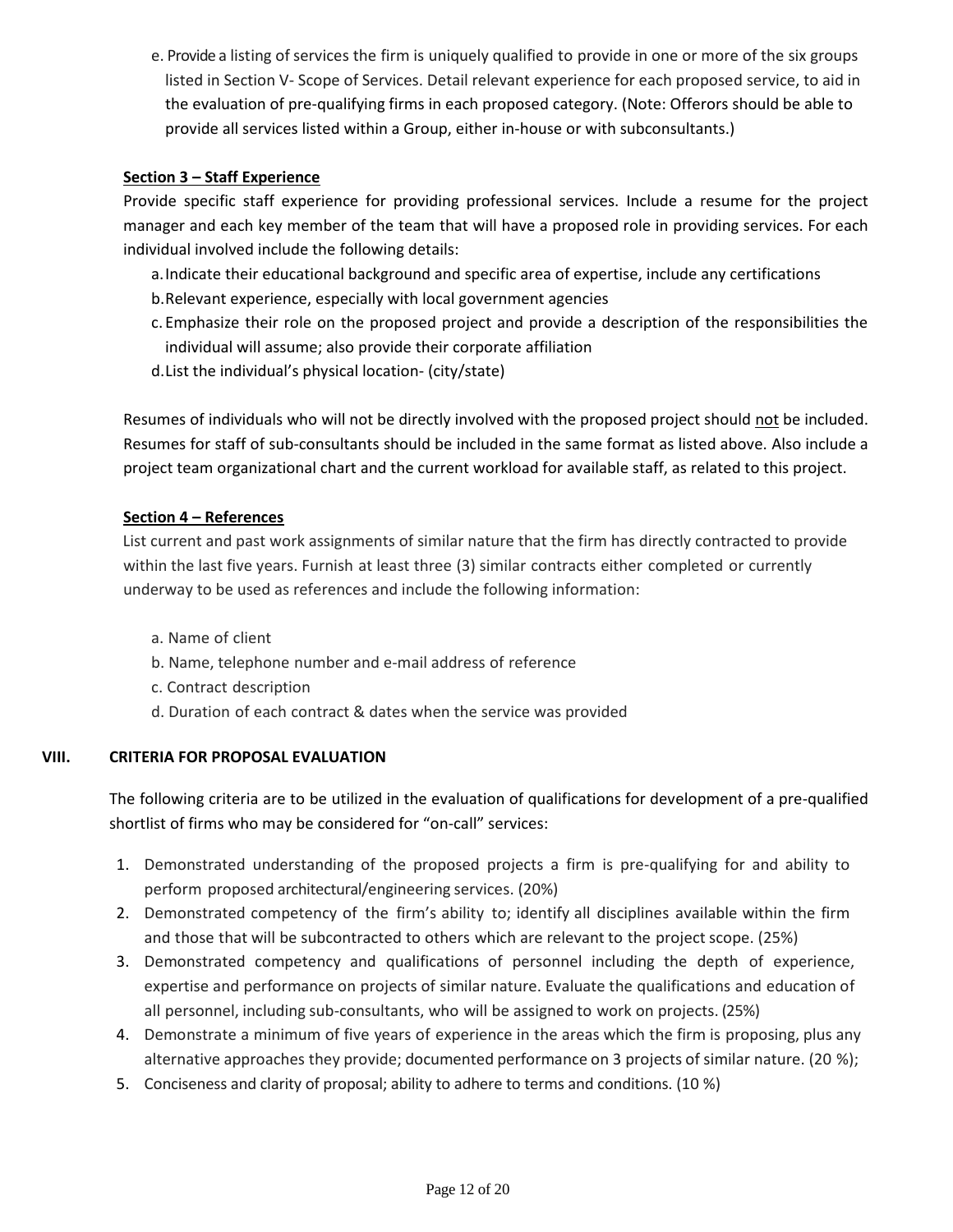e. Provide a listing of services the firm is uniquely qualified to provide in one or more of the six groups listed in Section V- Scope of Services. Detail relevant experience for each proposed service, to aid in the evaluation of pre-qualifying firms in each proposed category. (Note: Offerors should be able to provide all services listed within a Group, either in-house or with subconsultants.)

**Section 3 – Staff Experience**

Provide specific staff experience for providing professional services. Include a resume for the project manager and each key member of the team that will have a proposed role in providing services. For each individual involved include the following details:

a. Indicate their educational background and specific area of expertise, include any certifications
b. Relevant experience, especially with local government agencies
c. Emphasize their role on the proposed project and provide a description of the responsibilities the individual will assume; also provide their corporate affiliation
d. List the individual's physical location- (city/state)

Resumes of individuals who will not be directly involved with the proposed project should not be included. Resumes for staff of sub-consultants should be included in the same format as listed above. Also include a project team organizational chart and the current workload for available staff, as related to this project.

**Section 4 – References**

List current and past work assignments of similar nature that the firm has directly contracted to provide within the last five years. Furnish at least three (3) similar contracts either completed or currently underway to be used as references and include the following information:

a. Name of client
b. Name, telephone number and e-mail address of reference
c. Contract description
d. Duration of each contract & dates when the service was provided

## VIII. CRITERIA FOR PROPOSAL EVALUATION

The following criteria are to be utilized in the evaluation of qualifications for development of a pre-qualified shortlist of firms who may be considered for "on-call" services:

1. Demonstrated understanding of the proposed projects a firm is pre-qualifying for and ability to perform proposed architectural/engineering services. (20%)
2. Demonstrated competency of the firm's ability to; identify all disciplines available within the firm and those that will be subcontracted to others which are relevant to the project scope. (25%)
3. Demonstrated competency and qualifications of personnel including the depth of experience, expertise and performance on projects of similar nature. Evaluate the qualifications and education of all personnel, including sub-consultants, who will be assigned to work on projects. (25%)
4. Demonstrate a minimum of five years of experience in the areas which the firm is proposing, plus any alternative approaches they provide; documented performance on 3 projects of similar nature. (20 %);
5. Conciseness and clarity of proposal; ability to adhere to terms and conditions. (10 %)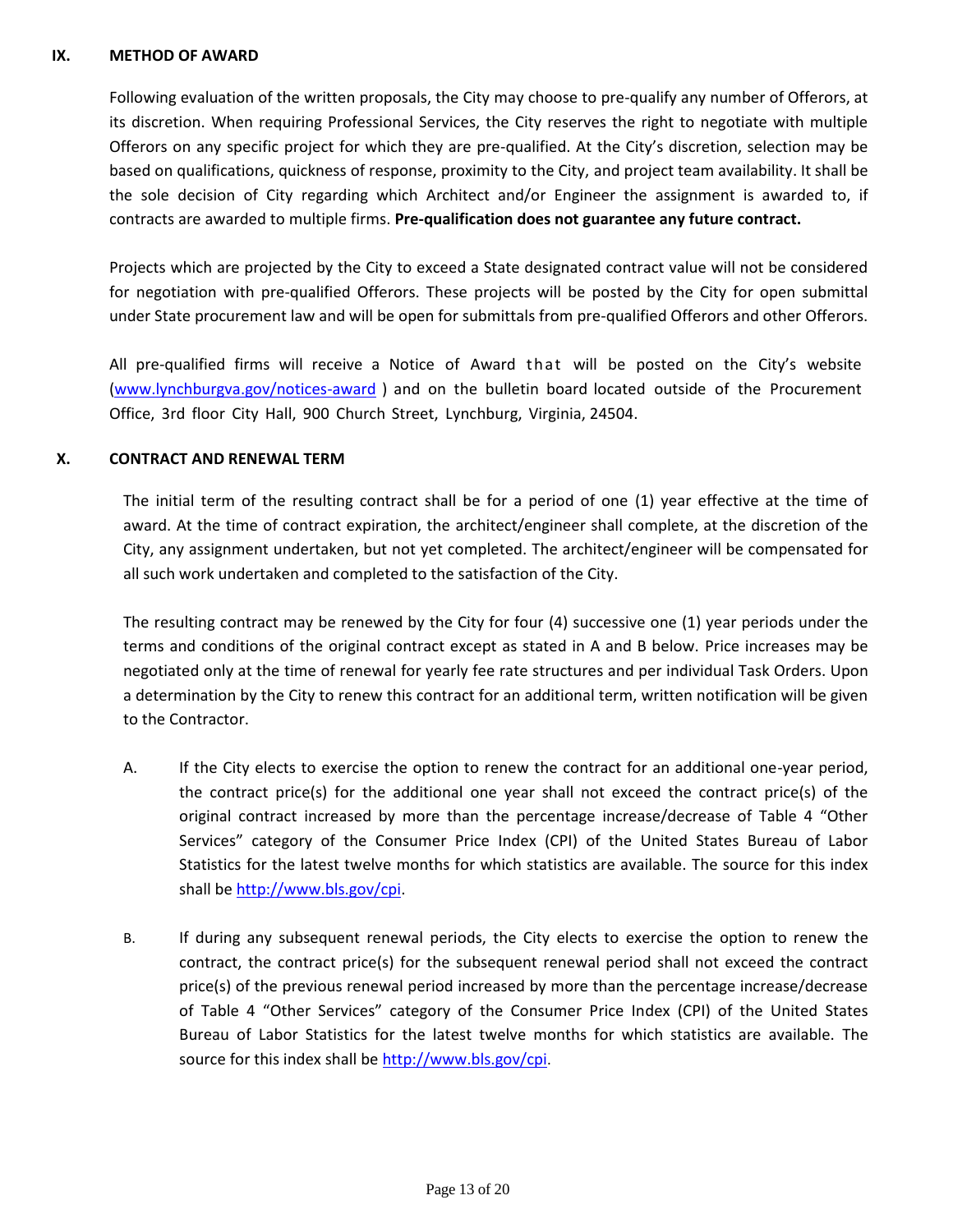## IX. METHOD OF AWARD

Following evaluation of the written proposals, the City may choose to pre-qualify any number of Offerors, at its discretion. When requiring Professional Services, the City reserves the right to negotiate with multiple Offerors on any specific project for which they are pre-qualified. At the City's discretion, selection may be based on qualifications, quickness of response, proximity to the City, and project team availability. It shall be the sole decision of City regarding which Architect and/or Engineer the assignment is awarded to, if contracts are awarded to multiple firms. **Pre-qualification does not guarantee any future contract.**

Projects which are projected by the City to exceed a State designated contract value will not be considered for negotiation with pre-qualified Offerors. These projects will be posted by the City for open submittal under State procurement law and will be open for submittals from pre-qualified Offerors and other Offerors.

All pre-qualified firms will receive a Notice of Award that will be posted on the City's website (www.lynchburgva.gov/notices-award ) and on the bulletin board located outside of the Procurement Office, 3rd floor City Hall, 900 Church Street, Lynchburg, Virginia, 24504.

## X. CONTRACT AND RENEWAL TERM

The initial term of the resulting contract shall be for a period of one (1) year effective at the time of award. At the time of contract expiration, the architect/engineer shall complete, at the discretion of the City, any assignment undertaken, but not yet completed. The architect/engineer will be compensated for all such work undertaken and completed to the satisfaction of the City.

The resulting contract may be renewed by the City for four (4) successive one (1) year periods under the terms and conditions of the original contract except as stated in A and B below. Price increases may be negotiated only at the time of renewal for yearly fee rate structures and per individual Task Orders. Upon a determination by the City to renew this contract for an additional term, written notification will be given to the Contractor.

A. If the City elects to exercise the option to renew the contract for an additional one-year period, the contract price(s) for the additional one year shall not exceed the contract price(s) of the original contract increased by more than the percentage increase/decrease of Table 4 "Other Services" category of the Consumer Price Index (CPI) of the United States Bureau of Labor Statistics for the latest twelve months for which statistics are available. The source for this index shall be http://www.bls.gov/cpi.

B. If during any subsequent renewal periods, the City elects to exercise the option to renew the contract, the contract price(s) for the subsequent renewal period shall not exceed the contract price(s) of the previous renewal period increased by more than the percentage increase/decrease of Table 4 "Other Services" category of the Consumer Price Index (CPI) of the United States Bureau of Labor Statistics for the latest twelve months for which statistics are available. The source for this index shall be http://www.bls.gov/cpi.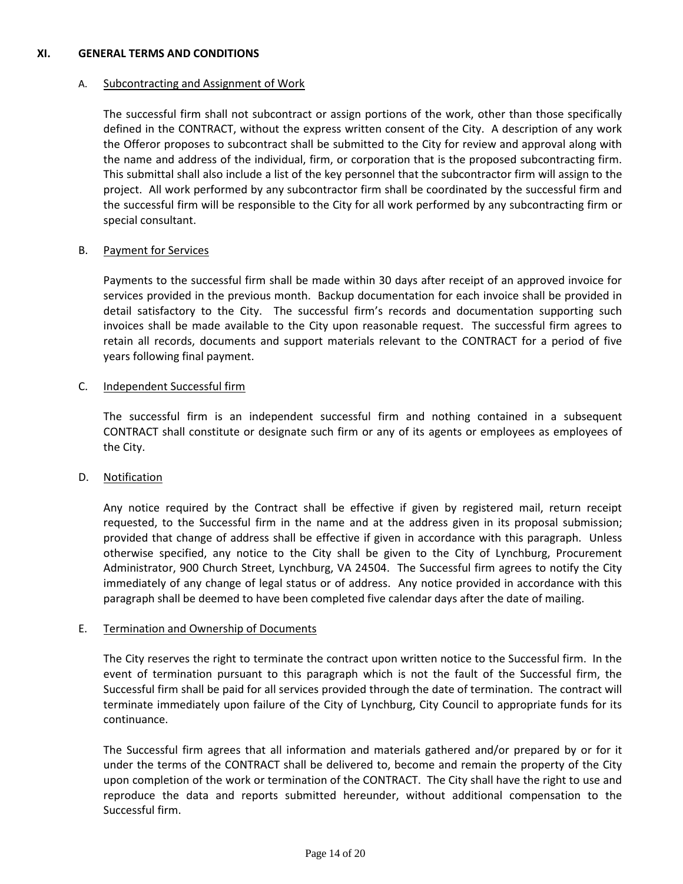## XI. GENERAL TERMS AND CONDITIONS

### A. Subcontracting and Assignment of Work

The successful firm shall not subcontract or assign portions of the work, other than those specifically defined in the CONTRACT, without the express written consent of the City. A description of any work the Offeror proposes to subcontract shall be submitted to the City for review and approval along with the name and address of the individual, firm, or corporation that is the proposed subcontracting firm. This submittal shall also include a list of the key personnel that the subcontractor firm will assign to the project. All work performed by any subcontractor firm shall be coordinated by the successful firm and the successful firm will be responsible to the City for all work performed by any subcontracting firm or special consultant.

### B. Payment for Services

Payments to the successful firm shall be made within 30 days after receipt of an approved invoice for services provided in the previous month. Backup documentation for each invoice shall be provided in detail satisfactory to the City. The successful firm's records and documentation supporting such invoices shall be made available to the City upon reasonable request. The successful firm agrees to retain all records, documents and support materials relevant to the CONTRACT for a period of five years following final payment.

### C. Independent Successful firm

The successful firm is an independent successful firm and nothing contained in a subsequent CONTRACT shall constitute or designate such firm or any of its agents or employees as employees of the City.

### D. Notification

Any notice required by the Contract shall be effective if given by registered mail, return receipt requested, to the Successful firm in the name and at the address given in its proposal submission; provided that change of address shall be effective if given in accordance with this paragraph. Unless otherwise specified, any notice to the City shall be given to the City of Lynchburg, Procurement Administrator, 900 Church Street, Lynchburg, VA 24504. The Successful firm agrees to notify the City immediately of any change of legal status or of address. Any notice provided in accordance with this paragraph shall be deemed to have been completed five calendar days after the date of mailing.

### E. Termination and Ownership of Documents

The City reserves the right to terminate the contract upon written notice to the Successful firm. In the event of termination pursuant to this paragraph which is not the fault of the Successful firm, the Successful firm shall be paid for all services provided through the date of termination. The contract will terminate immediately upon failure of the City of Lynchburg, City Council to appropriate funds for its continuance.

The Successful firm agrees that all information and materials gathered and/or prepared by or for it under the terms of the CONTRACT shall be delivered to, become and remain the property of the City upon completion of the work or termination of the CONTRACT. The City shall have the right to use and reproduce the data and reports submitted hereunder, without additional compensation to the Successful firm.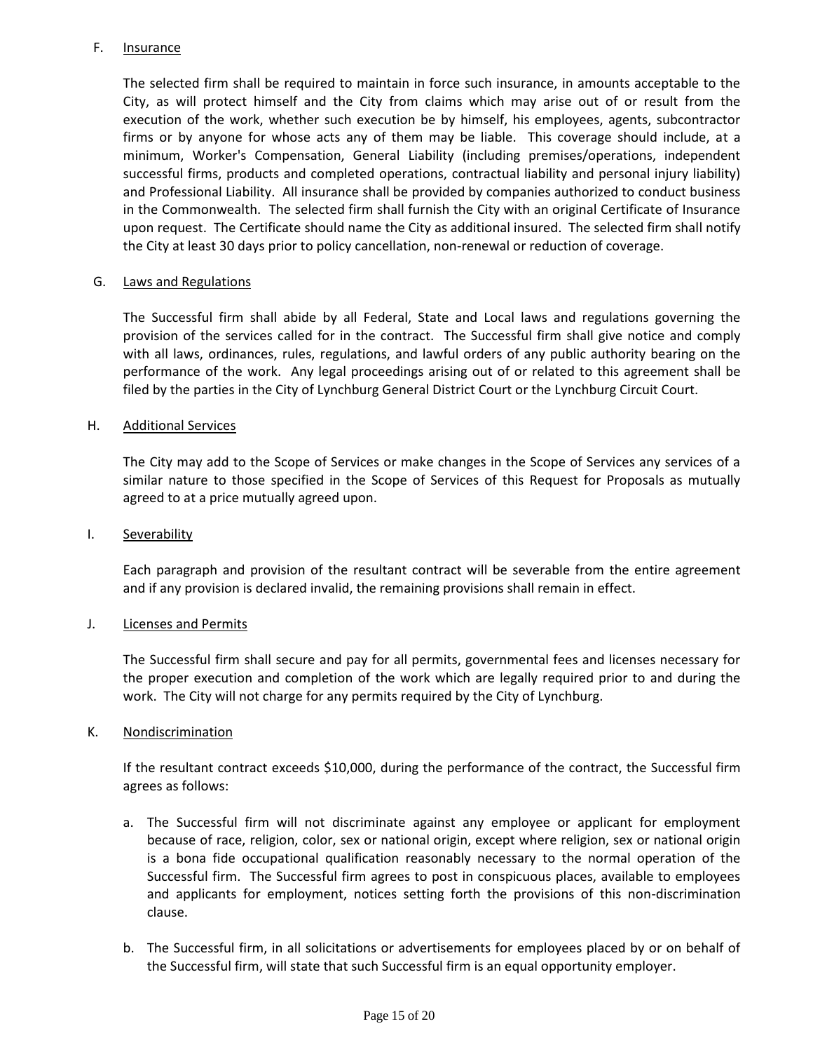F. <u>Insurance</u>

The selected firm shall be required to maintain in force such insurance, in amounts acceptable to the City, as will protect himself and the City from claims which may arise out of or result from the execution of the work, whether such execution be by himself, his employees, agents, subcontractor firms or by anyone for whose acts any of them may be liable. This coverage should include, at a minimum, Worker's Compensation, General Liability (including premises/operations, independent successful firms, products and completed operations, contractual liability and personal injury liability) and Professional Liability. All insurance shall be provided by companies authorized to conduct business in the Commonwealth. The selected firm shall furnish the City with an original Certificate of Insurance upon request. The Certificate should name the City as additional insured. The selected firm shall notify the City at least 30 days prior to policy cancellation, non-renewal or reduction of coverage.

G. <u>Laws and Regulations</u>

The Successful firm shall abide by all Federal, State and Local laws and regulations governing the provision of the services called for in the contract. The Successful firm shall give notice and comply with all laws, ordinances, rules, regulations, and lawful orders of any public authority bearing on the performance of the work. Any legal proceedings arising out of or related to this agreement shall be filed by the parties in the City of Lynchburg General District Court or the Lynchburg Circuit Court.

H. <u>Additional Services</u>

The City may add to the Scope of Services or make changes in the Scope of Services any services of a similar nature to those specified in the Scope of Services of this Request for Proposals as mutually agreed to at a price mutually agreed upon.

I. <u>Severability</u>

Each paragraph and provision of the resultant contract will be severable from the entire agreement and if any provision is declared invalid, the remaining provisions shall remain in effect.

J. <u>Licenses and Permits</u>

The Successful firm shall secure and pay for all permits, governmental fees and licenses necessary for the proper execution and completion of the work which are legally required prior to and during the work. The City will not charge for any permits required by the City of Lynchburg.

K. <u>Nondiscrimination</u>

If the resultant contract exceeds $10,000, during the performance of the contract, the Successful firm agrees as follows:

a. The Successful firm will not discriminate against any employee or applicant for employment because of race, religion, color, sex or national origin, except where religion, sex or national origin is a bona fide occupational qualification reasonably necessary to the normal operation of the Successful firm. The Successful firm agrees to post in conspicuous places, available to employees and applicants for employment, notices setting forth the provisions of this non-discrimination clause.

b. The Successful firm, in all solicitations or advertisements for employees placed by or on behalf of the Successful firm, will state that such Successful firm is an equal opportunity employer.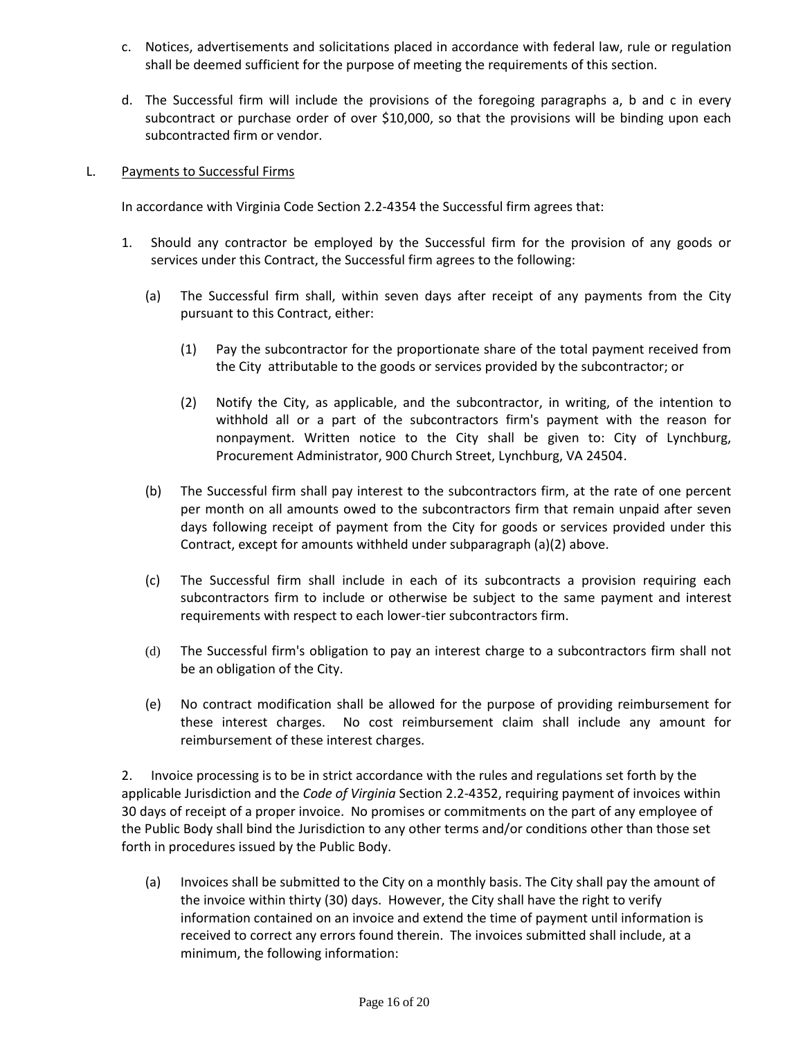c. Notices, advertisements and solicitations placed in accordance with federal law, rule or regulation shall be deemed sufficient for the purpose of meeting the requirements of this section.

d. The Successful firm will include the provisions of the foregoing paragraphs a, b and c in every subcontract or purchase order of over $10,000, so that the provisions will be binding upon each subcontracted firm or vendor.

L. <u>Payments to Successful Firms</u>

In accordance with Virginia Code Section 2.2-4354 the Successful firm agrees that:

1. Should any contractor be employed by the Successful firm for the provision of any goods or services under this Contract, the Successful firm agrees to the following:

   (a) The Successful firm shall, within seven days after receipt of any payments from the City pursuant to this Contract, either:

      (1) Pay the subcontractor for the proportionate share of the total payment received from the City attributable to the goods or services provided by the subcontractor; or

      (2) Notify the City, as applicable, and the subcontractor, in writing, of the intention to withhold all or a part of the subcontractors firm's payment with the reason for nonpayment. Written notice to the City shall be given to: City of Lynchburg, Procurement Administrator, 900 Church Street, Lynchburg, VA 24504.

   (b) The Successful firm shall pay interest to the subcontractors firm, at the rate of one percent per month on all amounts owed to the subcontractors firm that remain unpaid after seven days following receipt of payment from the City for goods or services provided under this Contract, except for amounts withheld under subparagraph (a)(2) above.

   (c) The Successful firm shall include in each of its subcontracts a provision requiring each subcontractors firm to include or otherwise be subject to the same payment and interest requirements with respect to each lower-tier subcontractors firm.

   (d) The Successful firm's obligation to pay an interest charge to a subcontractors firm shall not be an obligation of the City.

   (e) No contract modification shall be allowed for the purpose of providing reimbursement for these interest charges. No cost reimbursement claim shall include any amount for reimbursement of these interest charges.

2. Invoice processing is to be in strict accordance with the rules and regulations set forth by the applicable Jurisdiction and the *Code of Virginia* Section 2.2-4352, requiring payment of invoices within 30 days of receipt of a proper invoice. No promises or commitments on the part of any employee of the Public Body shall bind the Jurisdiction to any other terms and/or conditions other than those set forth in procedures issued by the Public Body.

   (a) Invoices shall be submitted to the City on a monthly basis. The City shall pay the amount of the invoice within thirty (30) days. However, the City shall have the right to verify information contained on an invoice and extend the time of payment until information is received to correct any errors found therein. The invoices submitted shall include, at a minimum, the following information: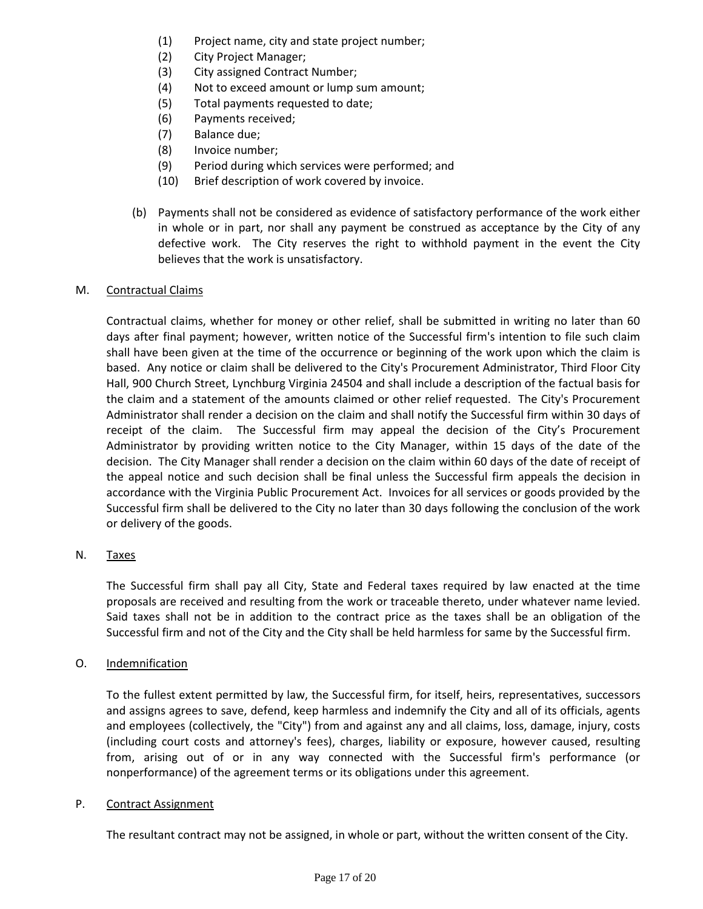(1) Project name, city and state project number;
(2) City Project Manager;
(3) City assigned Contract Number;
(4) Not to exceed amount or lump sum amount;
(5) Total payments requested to date;
(6) Payments received;
(7) Balance due;
(8) Invoice number;
(9) Period during which services were performed; and
(10) Brief description of work covered by invoice.

(b) Payments shall not be considered as evidence of satisfactory performance of the work either in whole or in part, nor shall any payment be construed as acceptance by the City of any defective work. The City reserves the right to withhold payment in the event the City believes that the work is unsatisfactory.

M. Contractual Claims

Contractual claims, whether for money or other relief, shall be submitted in writing no later than 60 days after final payment; however, written notice of the Successful firm's intention to file such claim shall have been given at the time of the occurrence or beginning of the work upon which the claim is based. Any notice or claim shall be delivered to the City's Procurement Administrator, Third Floor City Hall, 900 Church Street, Lynchburg Virginia 24504 and shall include a description of the factual basis for the claim and a statement of the amounts claimed or other relief requested. The City's Procurement Administrator shall render a decision on the claim and shall notify the Successful firm within 30 days of receipt of the claim. The Successful firm may appeal the decision of the City's Procurement Administrator by providing written notice to the City Manager, within 15 days of the date of the decision. The City Manager shall render a decision on the claim within 60 days of the date of receipt of the appeal notice and such decision shall be final unless the Successful firm appeals the decision in accordance with the Virginia Public Procurement Act. Invoices for all services or goods provided by the Successful firm shall be delivered to the City no later than 30 days following the conclusion of the work or delivery of the goods.

N. Taxes

The Successful firm shall pay all City, State and Federal taxes required by law enacted at the time proposals are received and resulting from the work or traceable thereto, under whatever name levied. Said taxes shall not be in addition to the contract price as the taxes shall be an obligation of the Successful firm and not of the City and the City shall be held harmless for same by the Successful firm.

O. Indemnification

To the fullest extent permitted by law, the Successful firm, for itself, heirs, representatives, successors and assigns agrees to save, defend, keep harmless and indemnify the City and all of its officials, agents and employees (collectively, the "City") from and against any and all claims, loss, damage, injury, costs (including court costs and attorney's fees), charges, liability or exposure, however caused, resulting from, arising out of or in any way connected with the Successful firm's performance (or nonperformance) of the agreement terms or its obligations under this agreement.

P. Contract Assignment

The resultant contract may not be assigned, in whole or part, without the written consent of the City.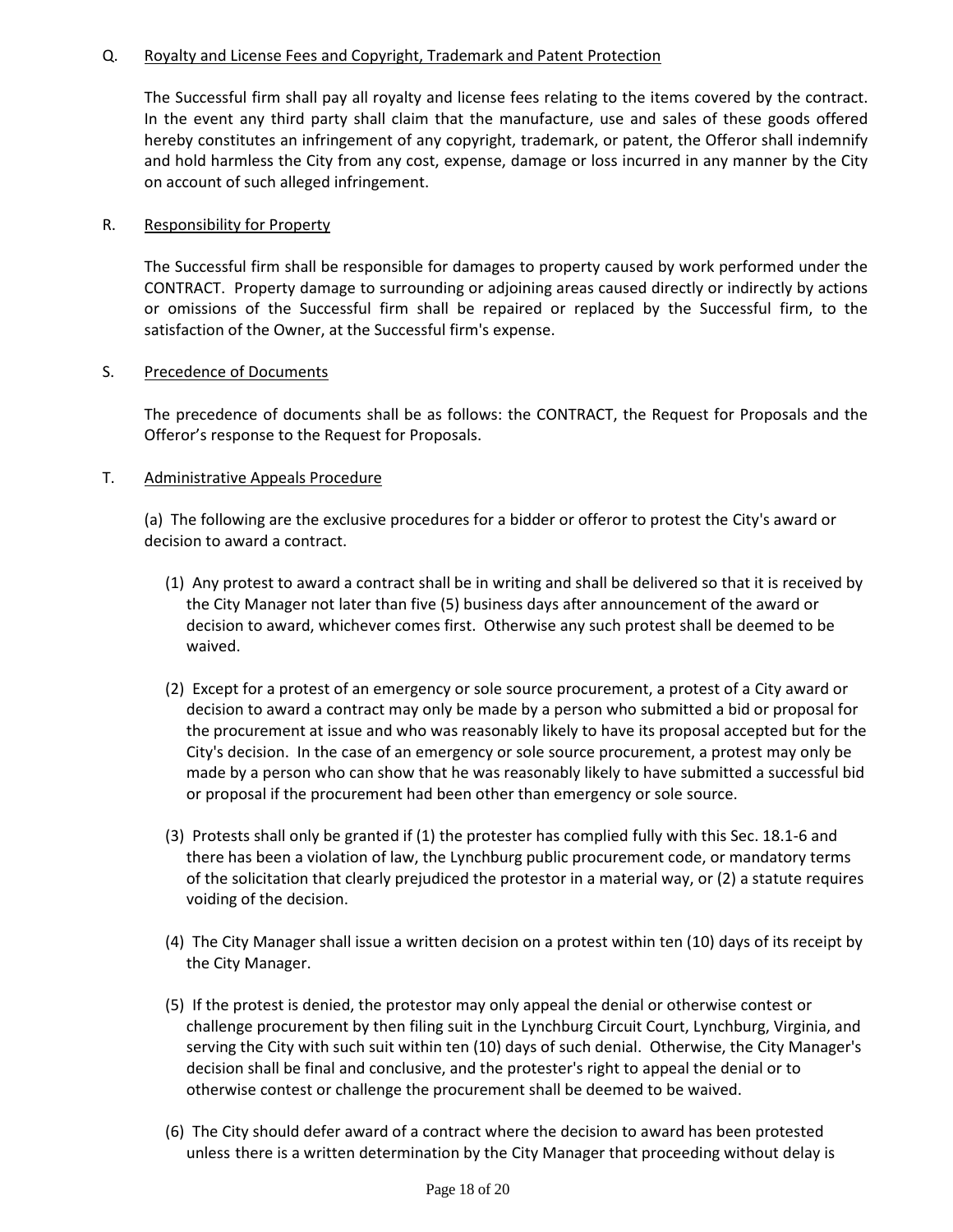Q. Royalty and License Fees and Copyright, Trademark and Patent Protection

The Successful firm shall pay all royalty and license fees relating to the items covered by the contract. In the event any third party shall claim that the manufacture, use and sales of these goods offered hereby constitutes an infringement of any copyright, trademark, or patent, the Offeror shall indemnify and hold harmless the City from any cost, expense, damage or loss incurred in any manner by the City on account of such alleged infringement.

R. Responsibility for Property

The Successful firm shall be responsible for damages to property caused by work performed under the CONTRACT. Property damage to surrounding or adjoining areas caused directly or indirectly by actions or omissions of the Successful firm shall be repaired or replaced by the Successful firm, to the satisfaction of the Owner, at the Successful firm's expense.

S. Precedence of Documents

The precedence of documents shall be as follows: the CONTRACT, the Request for Proposals and the Offeror's response to the Request for Proposals.

T. Administrative Appeals Procedure

(a) The following are the exclusive procedures for a bidder or offeror to protest the City's award or decision to award a contract.

(1) Any protest to award a contract shall be in writing and shall be delivered so that it is received by the City Manager not later than five (5) business days after announcement of the award or decision to award, whichever comes first. Otherwise any such protest shall be deemed to be waived.

(2) Except for a protest of an emergency or sole source procurement, a protest of a City award or decision to award a contract may only be made by a person who submitted a bid or proposal for the procurement at issue and who was reasonably likely to have its proposal accepted but for the City's decision. In the case of an emergency or sole source procurement, a protest may only be made by a person who can show that he was reasonably likely to have submitted a successful bid or proposal if the procurement had been other than emergency or sole source.

(3) Protests shall only be granted if (1) the protester has complied fully with this Sec. 18.1-6 and there has been a violation of law, the Lynchburg public procurement code, or mandatory terms of the solicitation that clearly prejudiced the protestor in a material way, or (2) a statute requires voiding of the decision.

(4) The City Manager shall issue a written decision on a protest within ten (10) days of its receipt by the City Manager.

(5) If the protest is denied, the protestor may only appeal the denial or otherwise contest or challenge procurement by then filing suit in the Lynchburg Circuit Court, Lynchburg, Virginia, and serving the City with such suit within ten (10) days of such denial. Otherwise, the City Manager's decision shall be final and conclusive, and the protester's right to appeal the denial or to otherwise contest or challenge the procurement shall be deemed to be waived.

(6) The City should defer award of a contract where the decision to award has been protested unless there is a written determination by the City Manager that proceeding without delay is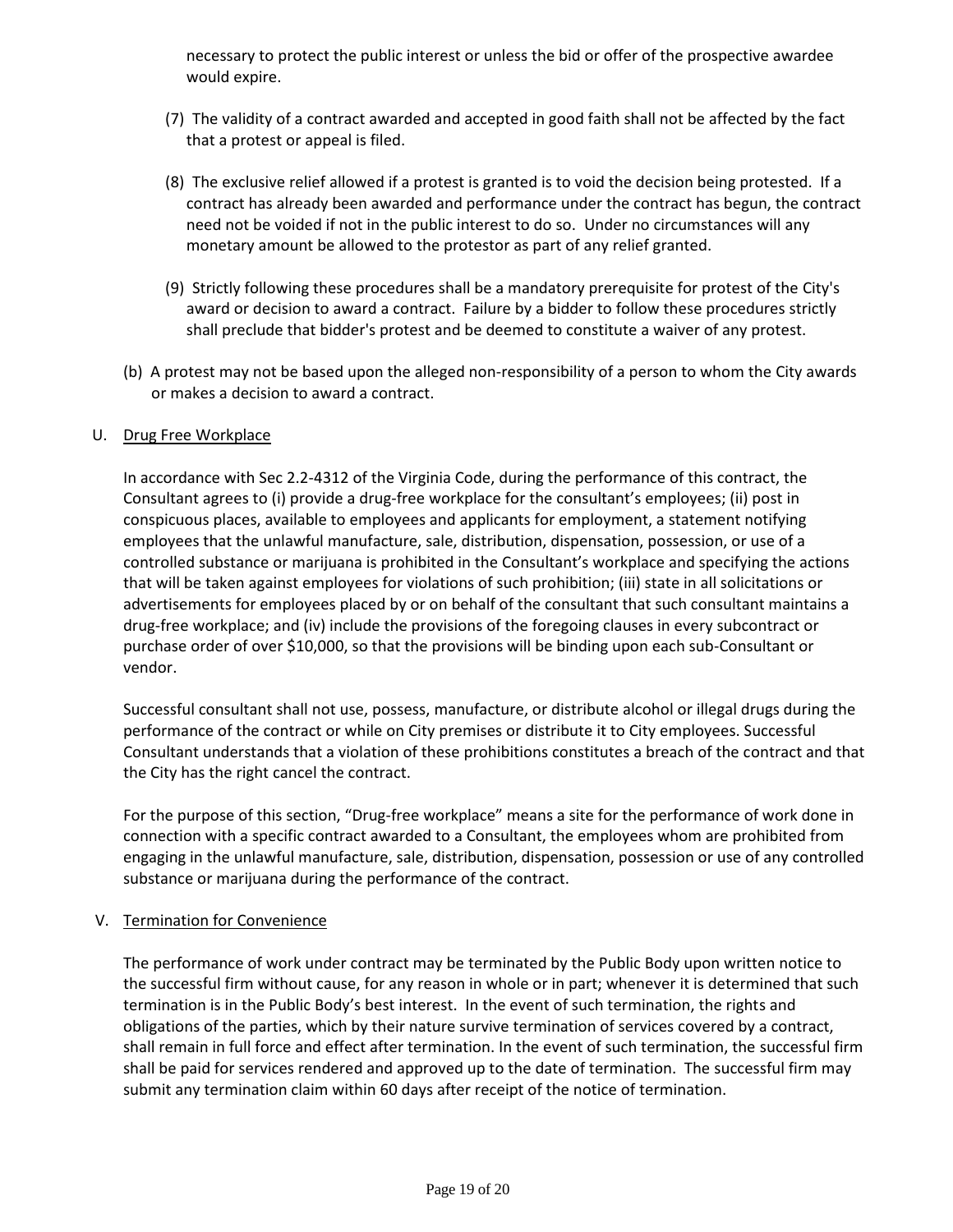necessary to protect the public interest or unless the bid or offer of the prospective awardee would expire.

(7) The validity of a contract awarded and accepted in good faith shall not be affected by the fact that a protest or appeal is filed.

(8) The exclusive relief allowed if a protest is granted is to void the decision being protested. If a contract has already been awarded and performance under the contract has begun, the contract need not be voided if not in the public interest to do so. Under no circumstances will any monetary amount be allowed to the protestor as part of any relief granted.

(9) Strictly following these procedures shall be a mandatory prerequisite for protest of the City's award or decision to award a contract. Failure by a bidder to follow these procedures strictly shall preclude that bidder's protest and be deemed to constitute a waiver of any protest.

(b) A protest may not be based upon the alleged non-responsibility of a person to whom the City awards or makes a decision to award a contract.

U. Drug Free Workplace

In accordance with Sec 2.2-4312 of the Virginia Code, during the performance of this contract, the Consultant agrees to (i) provide a drug-free workplace for the consultant's employees; (ii) post in conspicuous places, available to employees and applicants for employment, a statement notifying employees that the unlawful manufacture, sale, distribution, dispensation, possession, or use of a controlled substance or marijuana is prohibited in the Consultant's workplace and specifying the actions that will be taken against employees for violations of such prohibition; (iii) state in all solicitations or advertisements for employees placed by or on behalf of the consultant that such consultant maintains a drug-free workplace; and (iv) include the provisions of the foregoing clauses in every subcontract or purchase order of over $10,000, so that the provisions will be binding upon each sub-Consultant or vendor.

Successful consultant shall not use, possess, manufacture, or distribute alcohol or illegal drugs during the performance of the contract or while on City premises or distribute it to City employees. Successful Consultant understands that a violation of these prohibitions constitutes a breach of the contract and that the City has the right cancel the contract.

For the purpose of this section, "Drug-free workplace" means a site for the performance of work done in connection with a specific contract awarded to a Consultant, the employees whom are prohibited from engaging in the unlawful manufacture, sale, distribution, dispensation, possession or use of any controlled substance or marijuana during the performance of the contract.

V. Termination for Convenience

The performance of work under contract may be terminated by the Public Body upon written notice to the successful firm without cause, for any reason in whole or in part; whenever it is determined that such termination is in the Public Body's best interest. In the event of such termination, the rights and obligations of the parties, which by their nature survive termination of services covered by a contract, shall remain in full force and effect after termination. In the event of such termination, the successful firm shall be paid for services rendered and approved up to the date of termination. The successful firm may submit any termination claim within 60 days after receipt of the notice of termination.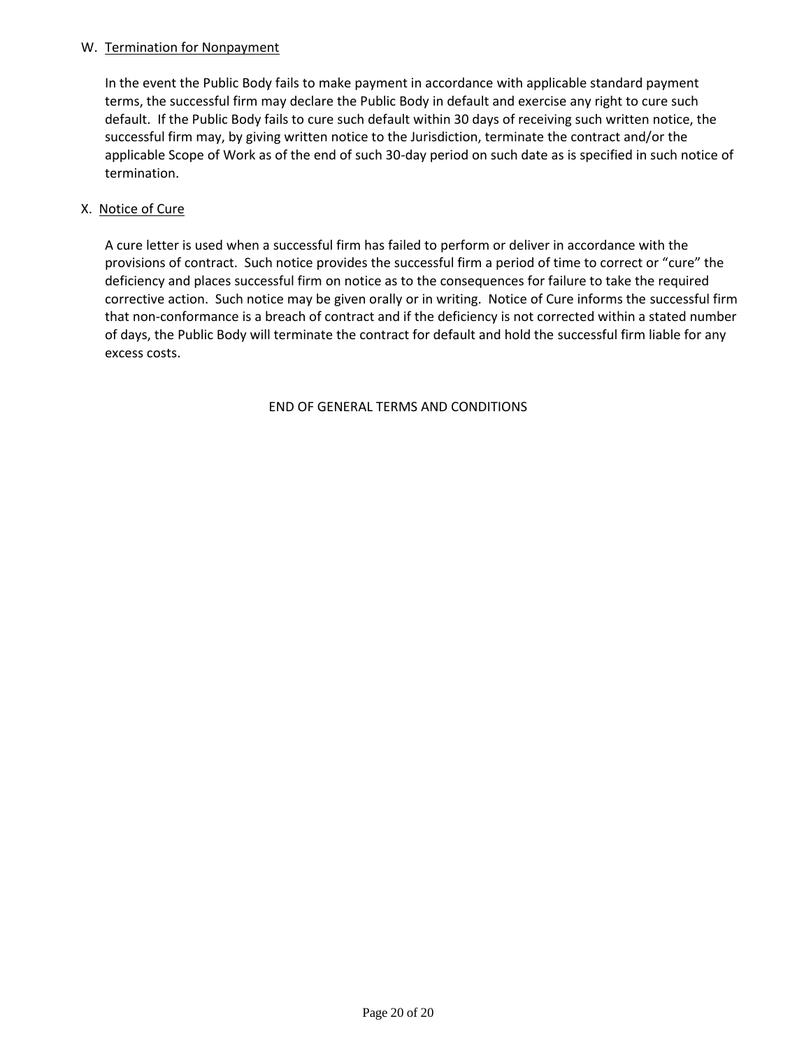W. Termination for Nonpayment

In the event the Public Body fails to make payment in accordance with applicable standard payment terms, the successful firm may declare the Public Body in default and exercise any right to cure such default. If the Public Body fails to cure such default within 30 days of receiving such written notice, the successful firm may, by giving written notice to the Jurisdiction, terminate the contract and/or the applicable Scope of Work as of the end of such 30-day period on such date as is specified in such notice of termination.

X. Notice of Cure

A cure letter is used when a successful firm has failed to perform or deliver in accordance with the provisions of contract. Such notice provides the successful firm a period of time to correct or "cure" the deficiency and places successful firm on notice as to the consequences for failure to take the required corrective action. Such notice may be given orally or in writing. Notice of Cure informs the successful firm that non-conformance is a breach of contract and if the deficiency is not corrected within a stated number of days, the Public Body will terminate the contract for default and hold the successful firm liable for any excess costs.

END OF GENERAL TERMS AND CONDITIONS